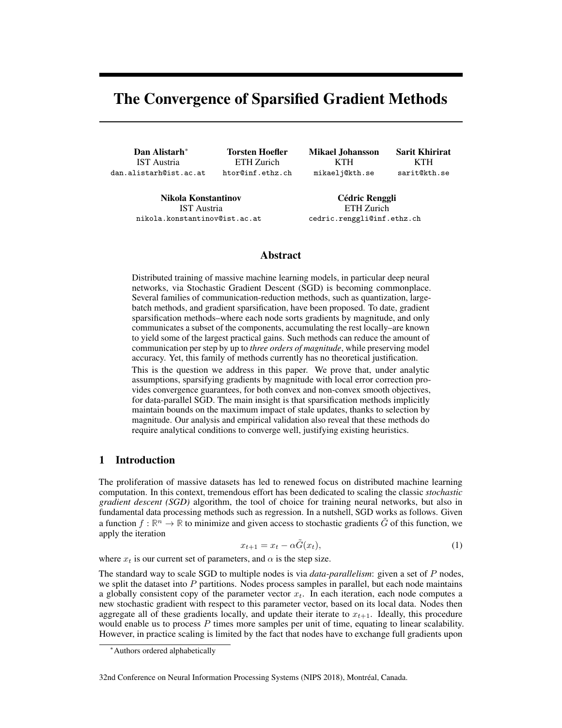# The Convergence of Sparsified Gradient Methods

**Dan Alistarh**[*]
IST Austria
dan.alistarh@ist.ac.at

**Torsten Hoefler**
ETH Zurich
htor@inf.ethz.ch

**Mikael Johansson**
KTH
mikaelj@kth.se

**Sarit Khirirat**
KTH
sarit@kth.se

**Nikola Konstantinov**
IST Austria
nikola.konstantinov@ist.ac.at

**Cédric Renggli**
ETH Zurich
cedric.renggli@inf.ethz.ch

## Abstract

Distributed training of massive machine learning models, in particular deep neural networks, via Stochastic Gradient Descent (SGD) is becoming commonplace. Several families of communication-reduction methods, such as quantization, large-batch methods, and gradient sparsification, have been proposed. To date, gradient sparsification methods–where each node sorts gradients by magnitude, and only communicates a subset of the components, accumulating the rest locally–are known to yield some of the largest practical gains. Such methods can reduce the amount of communication per step by up to *three orders of magnitude*, while preserving model accuracy. Yet, this family of methods currently has no theoretical justification.

This is the question we address in this paper. We prove that, under analytic assumptions, sparsifying gradients by magnitude with local error correction provides convergence guarantees, for both convex and non-convex smooth objectives, for data-parallel SGD. The main insight is that sparsification methods implicitly maintain bounds on the maximum impact of stale updates, thanks to selection by magnitude. Our analysis and empirical validation also reveal that these methods do require analytical conditions to converge well, justifying existing heuristics.

## 1 Introduction

The proliferation of massive datasets has led to renewed focus on distributed machine learning computation. In this context, tremendous effort has been dedicated to scaling the classic *stochastic gradient descent (SGD)* algorithm, the tool of choice for training neural networks, but also in fundamental data processing methods such as regression. In a nutshell, SGD works as follows. Given a function $f : \mathbb{R}^n \to \mathbb{R}$ to minimize and given access to stochastic gradients $\tilde{G}$ of this function, we apply the iteration

$$x_{t+1} = x_t - \alpha \tilde{G}(x_t), \tag{1}$$

where $x_t$ is our current set of parameters, and $\alpha$ is the step size.

The standard way to scale SGD to multiple nodes is via *data-parallelism*: given a set of $P$ nodes, we split the dataset into $P$ partitions. Nodes process samples in parallel, but each node maintains a globally consistent copy of the parameter vector $x_t$. In each iteration, each node computes a new stochastic gradient with respect to this parameter vector, based on its local data. Nodes then aggregate all of these gradients locally, and update their iterate to $x_{t+1}$. Ideally, this procedure would enable us to process $P$ times more samples per unit of time, equating to linear scalability. However, in practice scaling is limited by the fact that nodes have to exchange full gradients upon

[*] Authors ordered alphabetically

32nd Conference on Neural Information Processing Systems (NIPS 2018), Montréal, Canada.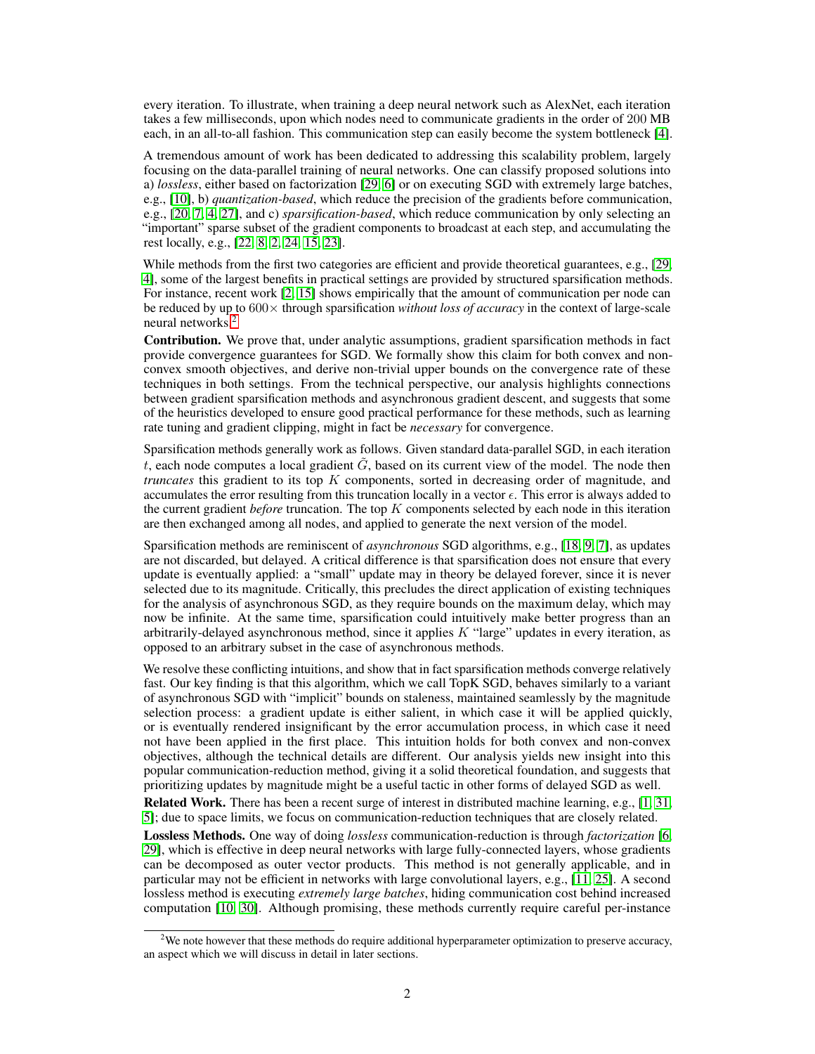every iteration. To illustrate, when training a deep neural network such as AlexNet, each iteration takes a few milliseconds, upon which nodes need to communicate gradients in the order of 200 MB each, in an all-to-all fashion. This communication step can easily become the system bottleneck [4].

A tremendous amount of work has been dedicated to addressing this scalability problem, largely focusing on the data-parallel training of neural networks. One can classify proposed solutions into a) *lossless*, either based on factorization [29, 6] or on executing SGD with extremely large batches, e.g., [10], b) *quantization-based*, which reduce the precision of the gradients before communication, e.g., [20, 7, 4, 27], and c) *sparsification-based*, which reduce communication by only selecting an "important" sparse subset of the gradient components to broadcast at each step, and accumulating the rest locally, e.g., [22, 8, 2, 24, 15, 23].

While methods from the first two categories are efficient and provide theoretical guarantees, e.g., [29, 4], some of the largest benefits in practical settings are provided by structured sparsification methods. For instance, recent work [2, 15] shows empirically that the amount of communication per node can be reduced by up to $600\times$ through sparsification *without loss of accuracy* in the context of large-scale neural networks.[2]

**Contribution.** We prove that, under analytic assumptions, gradient sparsification methods in fact provide convergence guarantees for SGD. We formally show this claim for both convex and non-convex smooth objectives, and derive non-trivial upper bounds on the convergence rate of these techniques in both settings. From the technical perspective, our analysis highlights connections between gradient sparsification methods and asynchronous gradient descent, and suggests that some of the heuristics developed to ensure good practical performance for these methods, such as learning rate tuning and gradient clipping, might in fact be *necessary* for convergence.

Sparsification methods generally work as follows. Given standard data-parallel SGD, in each iteration $t$, each node computes a local gradient $\tilde{G}$, based on its current view of the model. The node then *truncates* this gradient to its top $K$ components, sorted in decreasing order of magnitude, and accumulates the error resulting from this truncation locally in a vector $\epsilon$. This error is always added to the current gradient *before* truncation. The top $K$ components selected by each node in this iteration are then exchanged among all nodes, and applied to generate the next version of the model.

Sparsification methods are reminiscent of *asynchronous* SGD algorithms, e.g., [18, 9, 7], as updates are not discarded, but delayed. A critical difference is that sparsification does not ensure that every update is eventually applied: a "small" update may in theory be delayed forever, since it is never selected due to its magnitude. Critically, this precludes the direct application of existing techniques for the analysis of asynchronous SGD, as they require bounds on the maximum delay, which may now be infinite. At the same time, sparsification could intuitively make better progress than an arbitrarily-delayed asynchronous method, since it applies $K$ "large" updates in every iteration, as opposed to an arbitrary subset in the case of asynchronous methods.

We resolve these conflicting intuitions, and show that in fact sparsification methods converge relatively fast. Our key finding is that this algorithm, which we call TopK SGD, behaves similarly to a variant of asynchronous SGD with "implicit" bounds on staleness, maintained seamlessly by the magnitude selection process: a gradient update is either salient, in which case it will be applied quickly, or is eventually rendered insignificant by the error accumulation process, in which case it need not have been applied in the first place. This intuition holds for both convex and non-convex objectives, although the technical details are different. Our analysis yields new insight into this popular communication-reduction method, giving it a solid theoretical foundation, and suggests that prioritizing updates by magnitude might be a useful tactic in other forms of delayed SGD as well.

**Related Work.** There has been a recent surge of interest in distributed machine learning, e.g., [1, 31, 5]; due to space limits, we focus on communication-reduction techniques that are closely related.

**Lossless Methods.** One way of doing *lossless* communication-reduction is through *factorization* [6, 29], which is effective in deep neural networks with large fully-connected layers, whose gradients can be decomposed as outer vector products. This method is not generally applicable, and in particular may not be efficient in networks with large convolutional layers, e.g., [11, 25]. A second lossless method is executing *extremely large batches*, hiding communication cost behind increased computation [10, 30]. Although promising, these methods currently require careful per-instance

[2] We note however that these methods do require additional hyperparameter optimization to preserve accuracy, an aspect which we will discuss in detail in later sections.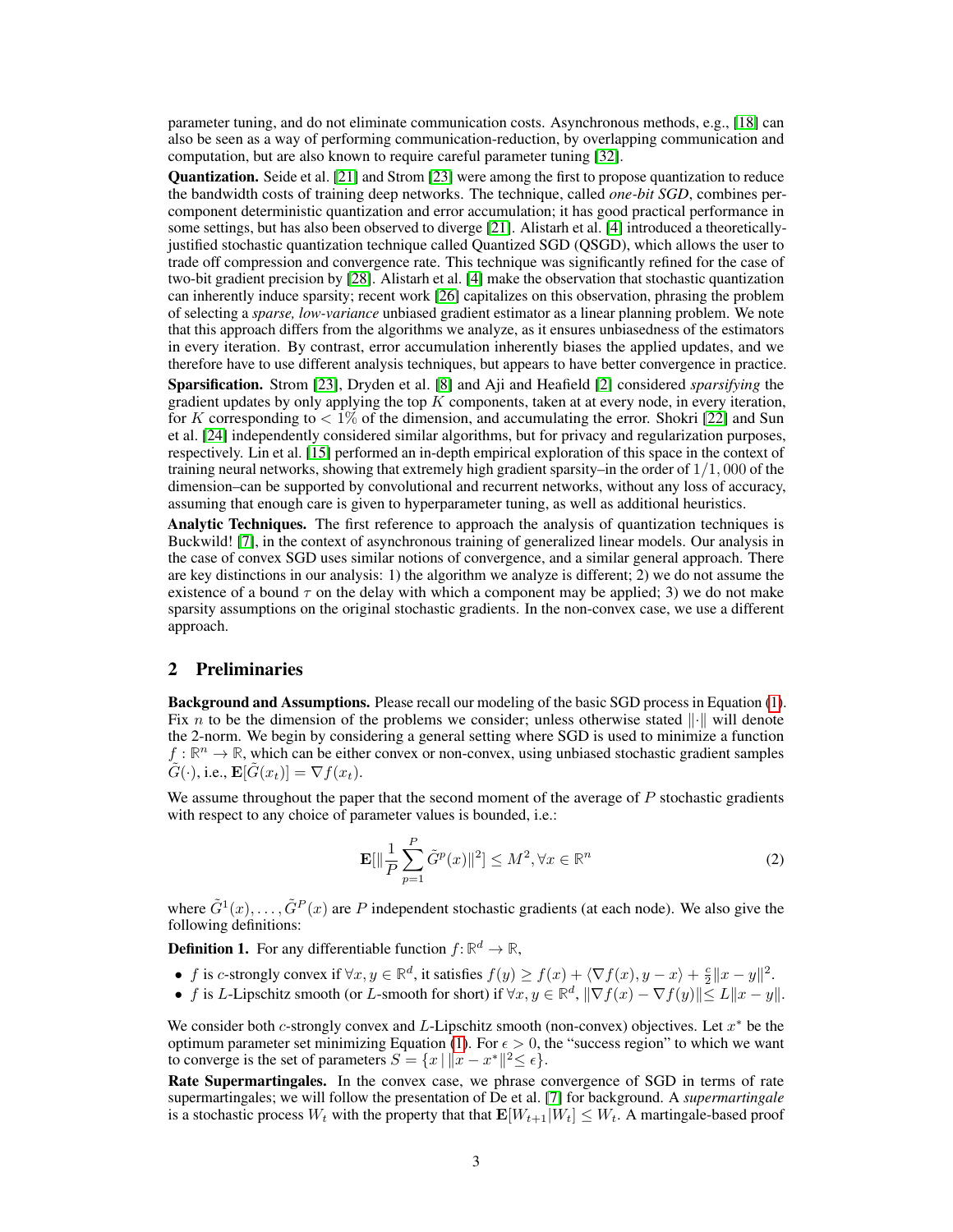parameter tuning, and do not eliminate communication costs. Asynchronous methods, e.g., [18] can also be seen as a way of performing communication-reduction, by overlapping communication and computation, but are also known to require careful parameter tuning [32].

**Quantization.** Seide et al. [21] and Strom [23] were among the first to propose quantization to reduce the bandwidth costs of training deep networks. The technique, called *one-bit SGD*, combines per-component deterministic quantization and error accumulation; it has good practical performance in some settings, but has also been observed to diverge [21]. Alistarh et al. [4] introduced a theoretically-justified stochastic quantization technique called Quantized SGD (QSGD), which allows the user to trade off compression and convergence rate. This technique was significantly refined for the case of two-bit gradient precision by [28]. Alistarh et al. [4] make the observation that stochastic quantization can inherently induce sparsity; recent work [26] capitalizes on this observation, phrasing the problem of selecting a *sparse, low-variance* unbiased gradient estimator as a linear planning problem. We note that this approach differs from the algorithms we analyze, as it ensures unbiasedness of the estimators in every iteration. By contrast, error accumulation inherently biases the applied updates, and we therefore have to use different analysis techniques, but appears to have better convergence in practice.

**Sparsification.** Strom [23], Dryden et al. [8] and Aji and Heafield [2] considered *sparsifying* the gradient updates by only applying the top $K$ components, taken at at every node, in every iteration, for $K$ corresponding to $< 1\%$ of the dimension, and accumulating the error. Shokri [22] and Sun et al. [24] independently considered similar algorithms, but for privacy and regularization purposes, respectively. Lin et al. [15] performed an in-depth empirical exploration of this space in the context of training neural networks, showing that extremely high gradient sparsity–in the order of $1/1,000$ of the dimension–can be supported by convolutional and recurrent networks, without any loss of accuracy, assuming that enough care is given to hyperparameter tuning, as well as additional heuristics.

**Analytic Techniques.** The first reference to approach the analysis of quantization techniques is Buckwild! [7], in the context of asynchronous training of generalized linear models. Our analysis in the case of convex SGD uses similar notions of convergence, and a similar general approach. There are key distinctions in our analysis: 1) the algorithm we analyze is different; 2) we do not assume the existence of a bound $\tau$ on the delay with which a component may be applied; 3) we do not make sparsity assumptions on the original stochastic gradients. In the non-convex case, we use a different approach.

## 2 Preliminaries

**Background and Assumptions.** Please recall our modeling of the basic SGD process in Equation (1). Fix $n$ to be the dimension of the problems we consider; unless otherwise stated $\|\cdot\|$ will denote the 2-norm. We begin by considering a general setting where SGD is used to minimize a function $f : \mathbb{R}^n \to \mathbb{R}$, which can be either convex or non-convex, using unbiased stochastic gradient samples $\tilde{G}(\cdot)$, i.e., $\mathbf{E}[\tilde{G}(x_t)] = \nabla f(x_t)$.

We assume throughout the paper that the second moment of the average of $P$ stochastic gradients with respect to any choice of parameter values is bounded, i.e.:

$$\mathbf{E}[\|\frac{1}{P}\sum_{p=1}^{P}\tilde{G}^p(x)\|^2] \leq M^2, \forall x \in \mathbb{R}^n \tag{2}$$

where $\tilde{G}^1(x), \ldots, \tilde{G}^P(x)$ are $P$ independent stochastic gradients (at each node). We also give the following definitions:

**Definition 1.** For any differentiable function $f : \mathbb{R}^d \to \mathbb{R}$,

- $f$ is $c$-strongly convex if $\forall x, y \in \mathbb{R}^d$, it satisfies $f(y) \geq f(x) + \langle \nabla f(x), y - x\rangle + \frac{c}{2}\|x - y\|^2$.
- $f$ is $L$-Lipschitz smooth (or $L$-smooth for short) if $\forall x, y \in \mathbb{R}^d$, $\|\nabla f(x) - \nabla f(y)\| \leq L\|x - y\|$.

We consider both $c$-strongly convex and $L$-Lipschitz smooth (non-convex) objectives. Let $x^*$ be the optimum parameter set minimizing Equation (1). For $\epsilon > 0$, the "success region" to which we want to converge is the set of parameters $S = \{x \mid \|x - x^*\|^2 \leq \epsilon\}$.

**Rate Supermartingales.** In the convex case, we phrase convergence of SGD in terms of rate supermartingales; we will follow the presentation of De et al. [7] for background. A *supermartingale* is a stochastic process $W_t$ with the property that that $\mathbf{E}[W_{t+1}|W_t] \leq W_t$. A martingale-based proof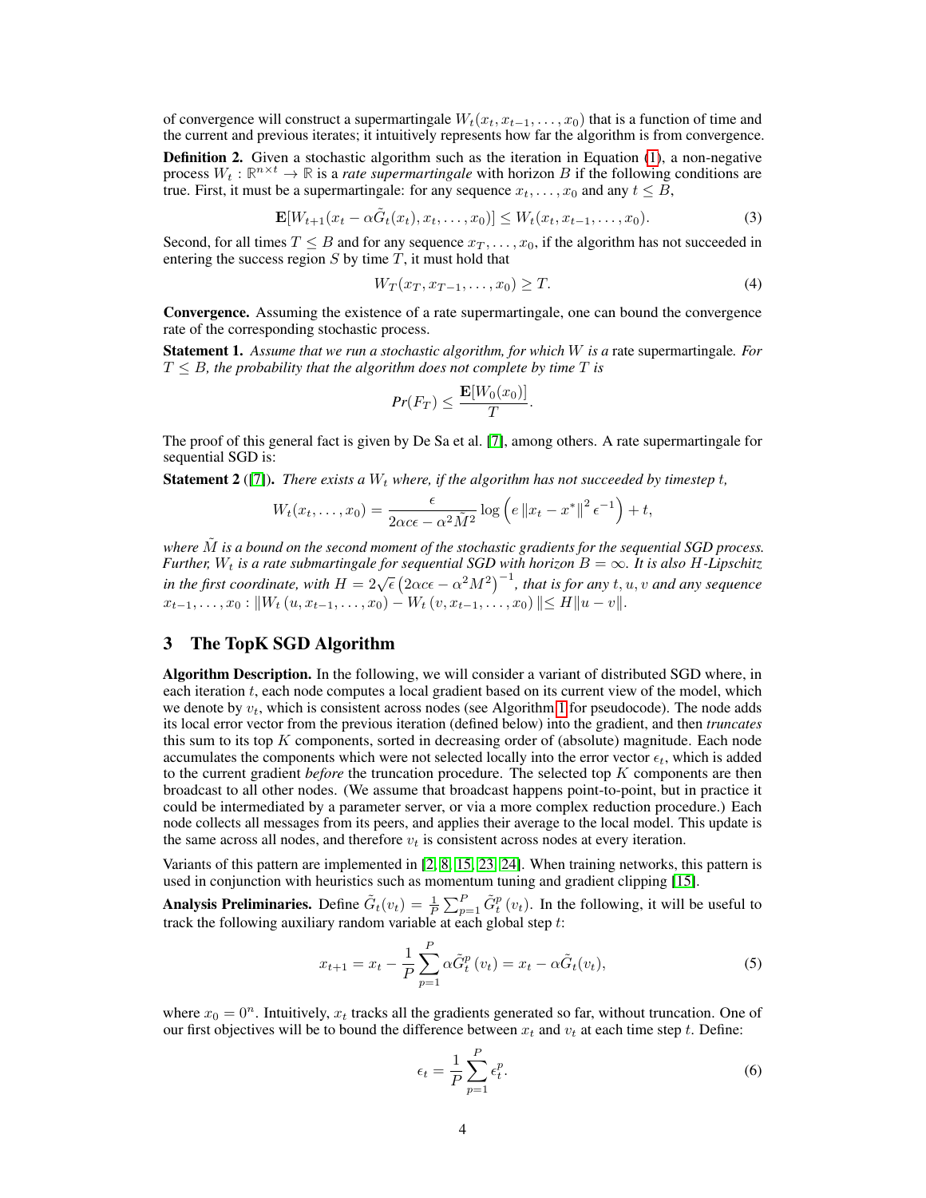of convergence will construct a supermartingale $W_t(x_t, x_{t-1}, \ldots, x_0)$ that is a function of time and the current and previous iterates; it intuitively represents how far the algorithm is from convergence.

**Definition 2.** Given a stochastic algorithm such as the iteration in Equation (1), a non-negative process $W_t : \mathbb{R}^{n \times t} \to \mathbb{R}$ is a *rate supermartingale* with horizon $B$ if the following conditions are true. First, it must be a supermartingale: for any sequence $x_t, \ldots, x_0$ and any $t \leq B$,

$$\mathbf{E}[W_{t+1}(x_t - \alpha \tilde{G}_t(x_t), x_t, \ldots, x_0)] \leq W_t(x_t, x_{t-1}, \ldots, x_0). \tag{3}$$

Second, for all times $T \leq B$ and for any sequence $x_T, \ldots, x_0$, if the algorithm has not succeeded in entering the success region $S$ by time $T$, it must hold that

$$W_T(x_T, x_{T-1}, \ldots, x_0) \geq T. \tag{4}$$

**Convergence.** Assuming the existence of a rate supermartingale, one can bound the convergence rate of the corresponding stochastic process.

**Statement 1.** *Assume that we run a stochastic algorithm, for which $W$ is a* rate supermartingale*. For $T \leq B$, the probability that the algorithm does not complete by time $T$ is*

$$Pr(F_T) \leq \frac{\mathbf{E}[W_0(x_0)]}{T}.$$

The proof of this general fact is given by De Sa et al. [7], among others. A rate supermartingale for sequential SGD is:

**Statement 2** ([7])**.** *There exists a $W_t$ where, if the algorithm has not succeeded by timestep $t$,*

$$W_t(x_t, \ldots, x_0) = \frac{\epsilon}{2\alpha c \epsilon - \alpha^2 \tilde{M}^2} \log\left(e \left\|x_t - x^*\right\|^2 \epsilon^{-1}\right) + t,$$

*where $\tilde{M}$ is a bound on the second moment of the stochastic gradients for the sequential SGD process. Further, $W_t$ is a rate submartingale for sequential SGD with horizon $B = \infty$. It is also $H$-Lipschitz in the first coordinate, with $H = 2\sqrt{\epsilon}\left(2\alpha c \epsilon - \alpha^2 M^2\right)^{-1}$, that is for any $t, u, v$ and any sequence $x_{t-1}, \ldots, x_0 : \|W_t\left(u, x_{t-1}, \ldots, x_0\right) - W_t\left(v, x_{t-1}, \ldots, x_0\right)\| \leq H\|u - v\|$.*

## 3 The TopK SGD Algorithm

**Algorithm Description.** In the following, we will consider a variant of distributed SGD where, in each iteration $t$, each node computes a local gradient based on its current view of the model, which we denote by $v_t$, which is consistent across nodes (see Algorithm 1 for pseudocode). The node adds its local error vector from the previous iteration (defined below) into the gradient, and then *truncates* this sum to its top $K$ components, sorted in decreasing order of (absolute) magnitude. Each node accumulates the components which were not selected locally into the error vector $\epsilon_t$, which is added to the current gradient *before* the truncation procedure. The selected top $K$ components are then broadcast to all other nodes. (We assume that broadcast happens point-to-point, but in practice it could be intermediated by a parameter server, or via a more complex reduction procedure.) Each node collects all messages from its peers, and applies their average to the local model. This update is the same across all nodes, and therefore $v_t$ is consistent across nodes at every iteration.

Variants of this pattern are implemented in [2, 8, 15, 23, 24]. When training networks, this pattern is used in conjunction with heuristics such as momentum tuning and gradient clipping [15].

**Analysis Preliminaries.** Define $\tilde{G}_t(v_t) = \frac{1}{P}\sum_{p=1}^{P} \tilde{G}_t^p(v_t)$. In the following, it will be useful to track the following auxiliary random variable at each global step $t$:

$$x_{t+1} = x_t - \frac{1}{P}\sum_{p=1}^{P} \alpha \tilde{G}_t^p\left(v_t\right) = x_t - \alpha \tilde{G}_t(v_t), \tag{5}$$

where $x_0 = 0^n$. Intuitively, $x_t$ tracks all the gradients generated so far, without truncation. One of our first objectives will be to bound the difference between $x_t$ and $v_t$ at each time step $t$. Define:

$$\epsilon_t = \frac{1}{P}\sum_{p=1}^{P} \epsilon_t^p. \tag{6}$$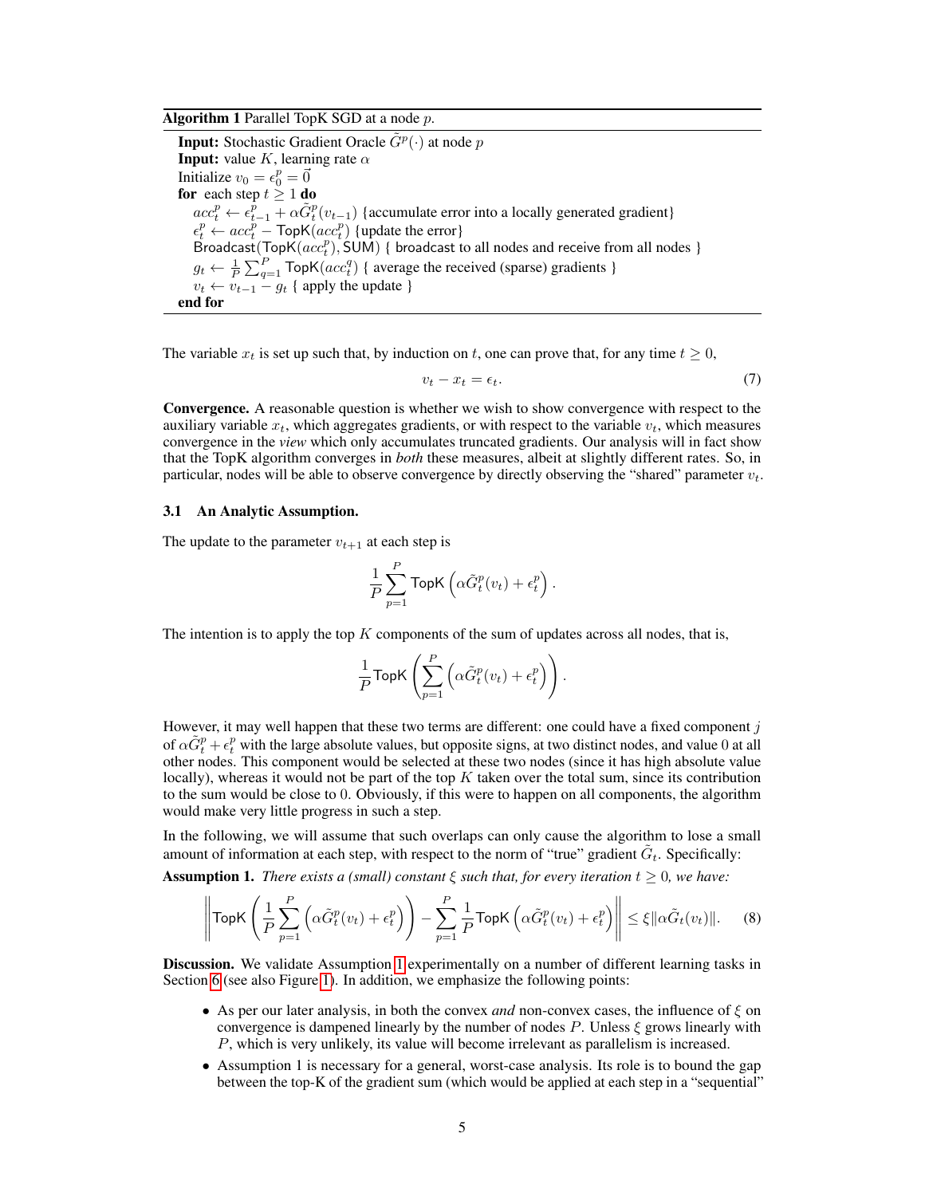**Algorithm 1** Parallel TopK SGD at a node $p$.

**Input:** Stochastic Gradient Oracle $\tilde{G}^p(\cdot)$ at node $p$
**Input:** value $K$, learning rate $\alpha$
Initialize $v_0 = \epsilon_0^p = \vec{0}$
**for** each step $t \geq 1$ **do**
  $acc_t^p \leftarrow \epsilon_{t-1}^p + \alpha \tilde{G}_t^p(v_{t-1})$ {accumulate error into a locally generated gradient}
  $\epsilon_t^p \leftarrow acc_t^p - \mathsf{TopK}(acc_t^p)$ {update the error}
  $\mathsf{Broadcast}(\mathsf{TopK}(acc_t^p), \mathsf{SUM})$ { broadcast to all nodes and receive from all nodes }
  $g_t \leftarrow \frac{1}{P}\sum_{q=1}^{P} \mathsf{TopK}(acc_t^q)$ { average the received (sparse) gradients }
  $v_t \leftarrow v_{t-1} - g_t$ { apply the update }
**end for**

The variable $x_t$ is set up such that, by induction on $t$, one can prove that, for any time $t \geq 0$,

$$v_t - x_t = \epsilon_t. \tag{7}$$

**Convergence.** A reasonable question is whether we wish to show convergence with respect to the auxiliary variable $x_t$, which aggregates gradients, or with respect to the variable $v_t$, which measures convergence in the *view* which only accumulates truncated gradients. Our analysis will in fact show that the TopK algorithm converges in *both* these measures, albeit at slightly different rates. So, in particular, nodes will be able to observe convergence by directly observing the "shared" parameter $v_t$.

### 3.1 An Analytic Assumption.

The update to the parameter $v_{t+1}$ at each step is

$$\frac{1}{P}\sum_{p=1}^{P} \mathsf{TopK}\left(\alpha \tilde{G}_t^p(v_t) + \epsilon_t^p\right).$$

The intention is to apply the top $K$ components of the sum of updates across all nodes, that is,

$$\frac{1}{P}\mathsf{TopK}\left(\sum_{p=1}^{P}\left(\alpha \tilde{G}_t^p(v_t) + \epsilon_t^p\right)\right).$$

However, it may well happen that these two terms are different: one could have a fixed component $j$ of $\alpha \tilde{G}_t^p + \epsilon_t^p$ with the large absolute values, but opposite signs, at two distinct nodes, and value 0 at all other nodes. This component would be selected at these two nodes (since it has high absolute value locally), whereas it would not be part of the top $K$ taken over the total sum, since its contribution to the sum would be close to 0. Obviously, if this were to happen on all components, the algorithm would make very little progress in such a step.

In the following, we will assume that such overlaps can only cause the algorithm to lose a small amount of information at each step, with respect to the norm of "true" gradient $\tilde{G}_t$. Specifically:

**Assumption 1.** *There exists a (small) constant $\xi$ such that, for every iteration $t \geq 0$, we have:*

$$\left\| \mathsf{TopK}\left(\frac{1}{P}\sum_{p=1}^{P}\left(\alpha \tilde{G}_t^p(v_t) + \epsilon_t^p\right)\right) - \sum_{p=1}^{P}\frac{1}{P}\mathsf{TopK}\left(\alpha \tilde{G}_t^p(v_t) + \epsilon_t^p\right)\right\| \leq \xi \|\alpha \tilde{G}_t(v_t)\|. \tag{8}$$

**Discussion.** We validate Assumption 1 experimentally on a number of different learning tasks in Section 6 (see also Figure 1). In addition, we emphasize the following points:

- As per our later analysis, in both the convex *and* non-convex cases, the influence of $\xi$ on convergence is dampened linearly by the number of nodes $P$. Unless $\xi$ grows linearly with $P$, which is very unlikely, its value will become irrelevant as parallelism is increased.
- Assumption 1 is necessary for a general, worst-case analysis. Its role is to bound the gap between the top-K of the gradient sum (which would be applied at each step in a "sequential"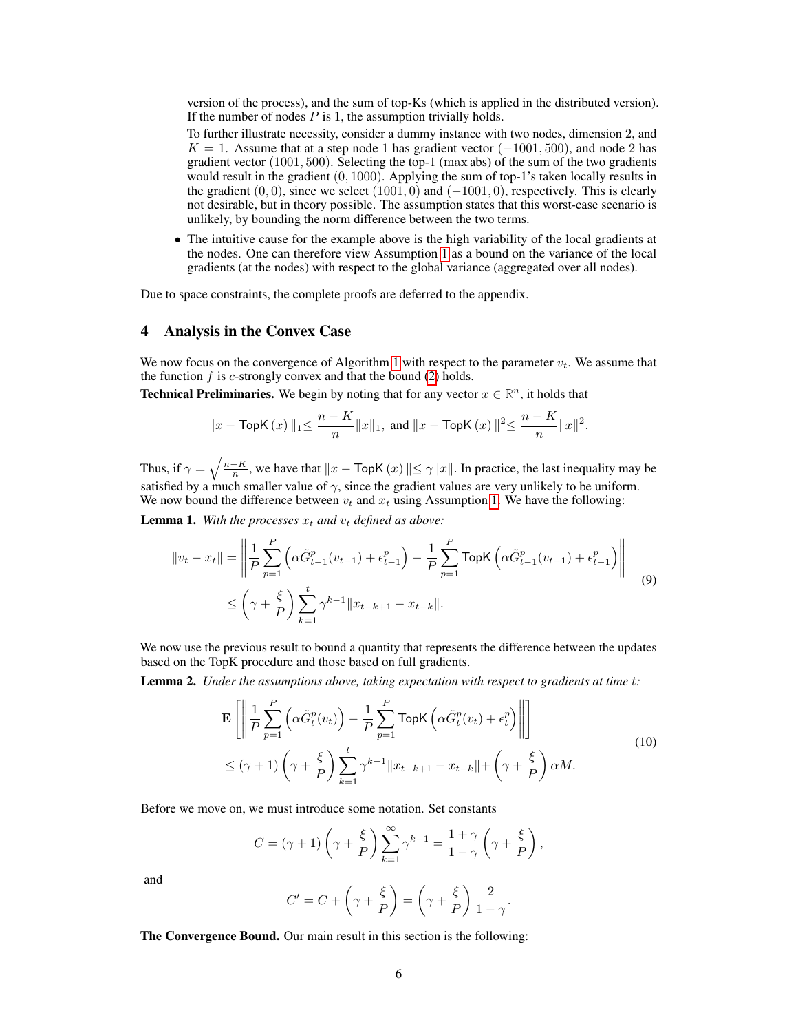version of the process), and the sum of top-Ks (which is applied in the distributed version). If the number of nodes $P$ is 1, the assumption trivially holds.

To further illustrate necessity, consider a dummy instance with two nodes, dimension 2, and $K = 1$. Assume that at a step node 1 has gradient vector $(-1001, 500)$, and node 2 has gradient vector $(1001, 500)$. Selecting the top-1 ($\max$ abs) of the sum of the two gradients would result in the gradient $(0, 1000)$. Applying the sum of top-1's taken locally results in the gradient $(0, 0)$, since we select $(1001, 0)$ and $(-1001, 0)$, respectively. This is clearly not desirable, but in theory possible. The assumption states that this worst-case scenario is unlikely, by bounding the norm difference between the two terms.

- The intuitive cause for the example above is the high variability of the local gradients at the nodes. One can therefore view Assumption 1 as a bound on the variance of the local gradients (at the nodes) with respect to the global variance (aggregated over all nodes).

Due to space constraints, the complete proofs are deferred to the appendix.

# 4 Analysis in the Convex Case

We now focus on the convergence of Algorithm 1 with respect to the parameter $v_t$. We assume that the function $f$ is $c$-strongly convex and that the bound (2) holds.

**Technical Preliminaries.** We begin by noting that for any vector $x \in \mathbb{R}^n$, it holds that

$$\|x - \mathsf{TopK}\,(x)\,\|_1 \leq \frac{n-K}{n}\|x\|_1, \text{ and } \|x - \mathsf{TopK}\,(x)\,\|^2 \leq \frac{n-K}{n}\|x\|^2.$$

Thus, if $\gamma = \sqrt{\frac{n-K}{n}}$, we have that $\|x - \mathsf{TopK}\,(x)\,\| \leq \gamma \|x\|$. In practice, the last inequality may be satisfied by a much smaller value of $\gamma$, since the gradient values are very unlikely to be uniform. We now bound the difference between $v_t$ and $x_t$ using Assumption 1. We have the following:

**Lemma 1.** *With the processes $x_t$ and $v_t$ defined as above:*

$$\begin{aligned}
\|v_t - x_t\| &= \left\| \frac{1}{P}\sum_{p=1}^{P}\left(\alpha \tilde{G}^p_{t-1}(v_{t-1}) + \epsilon^p_{t-1}\right) - \frac{1}{P}\sum_{p=1}^{P}\mathsf{TopK}\left(\alpha \tilde{G}^p_{t-1}(v_{t-1}) + \epsilon^p_{t-1}\right) \right\| \\
&\leq \left(\gamma + \frac{\xi}{P}\right)\sum_{k=1}^{t}\gamma^{k-1}\|x_{t-k+1} - x_{t-k}\|.
\end{aligned} \tag{9}$$

We now use the previous result to bound a quantity that represents the difference between the updates based on the TopK procedure and those based on full gradients.

**Lemma 2.** *Under the assumptions above, taking expectation with respect to gradients at time $t$:*

$$\begin{aligned}
&\mathbf{E}\left[\left\| \frac{1}{P}\sum_{p=1}^{P}\left(\alpha \tilde{G}^p_t(v_t)\right) - \frac{1}{P}\sum_{p=1}^{P}\mathsf{TopK}\left(\alpha \tilde{G}^p_t(v_t) + \epsilon^p_t\right) \right\|\right] \\
&\leq (\gamma + 1)\left(\gamma + \frac{\xi}{P}\right)\sum_{k=1}^{t}\gamma^{k-1}\|x_{t-k+1} - x_{t-k}\| + \left(\gamma + \frac{\xi}{P}\right)\alpha M.
\end{aligned} \tag{10}$$

Before we move on, we must introduce some notation. Set constants

$$C = (\gamma + 1)\left(\gamma + \frac{\xi}{P}\right)\sum_{k=1}^{\infty}\gamma^{k-1} = \frac{1+\gamma}{1-\gamma}\left(\gamma + \frac{\xi}{P}\right),$$

and

$$C' = C + \left(\gamma + \frac{\xi}{P}\right) = \left(\gamma + \frac{\xi}{P}\right)\frac{2}{1-\gamma}.$$

**The Convergence Bound.** Our main result in this section is the following: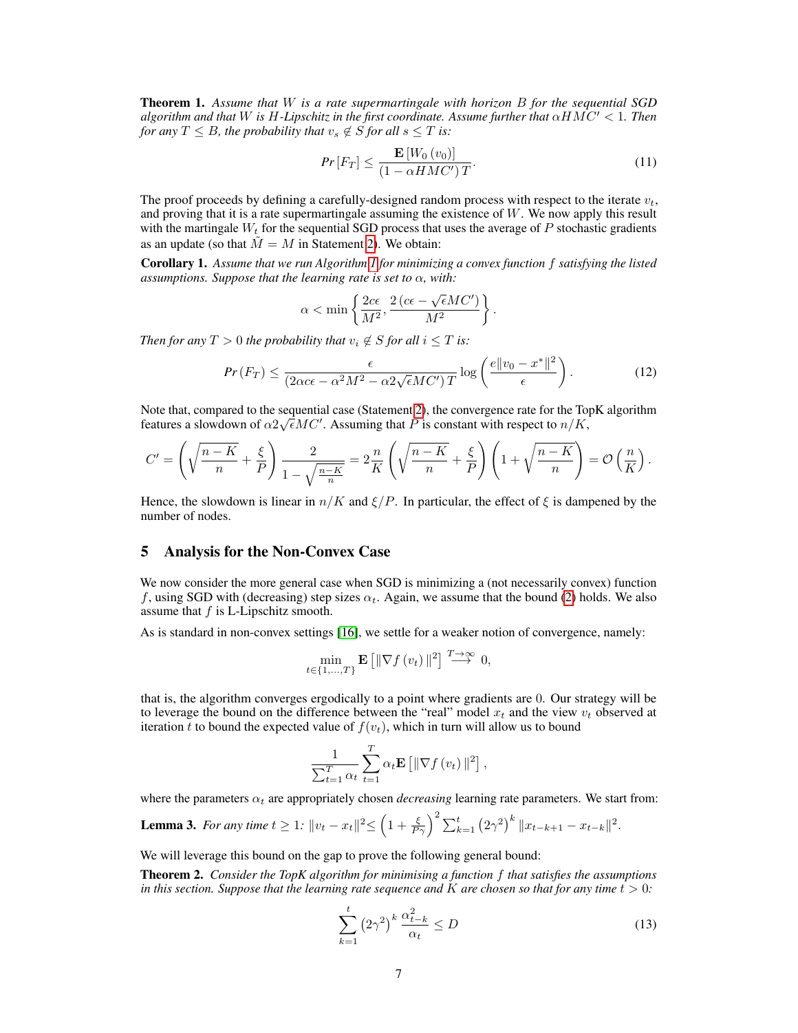**Theorem 1.** *Assume that $W$ is a rate supermartingale with horizon $B$ for the sequential SGD algorithm and that $W$ is $H$-Lipschitz in the first coordinate. Assume further that $\alpha HMC' < 1$. Then for any $T \leq B$, the probability that $v_s \notin S$ for all $s \leq T$ is:*

$$Pr\left[F_T\right] \leq \frac{\mathbf{E}\left[W_0\left(v_0\right)\right]}{\left(1-\alpha HMC'\right)T}. \tag{11}$$

The proof proceeds by defining a carefully-designed random process with respect to the iterate $v_t$, and proving that it is a rate supermartingale assuming the existence of $W$. We now apply this result with the martingale $W_t$ for the sequential SGD process that uses the average of $P$ stochastic gradients as an update (so that $\tilde{M} = M$ in Statement 2). We obtain:

**Corollary 1.** *Assume that we run Algorithm 1 for minimizing a convex function $f$ satisfying the listed assumptions. Suppose that the learning rate is set to $\alpha$, with:*

$$\alpha < \min\left\{\frac{2c\epsilon}{M^2}, \frac{2\left(c\epsilon - \sqrt{\epsilon}MC'\right)}{M^2}\right\}.$$

*Then for any $T > 0$ the probability that $v_i \notin S$ for all $i \leq T$ is:*

$$Pr\left(F_T\right) \leq \frac{\epsilon}{\left(2\alpha c\epsilon - \alpha^2 M^2 - \alpha 2\sqrt{\epsilon}MC'\right)T}\log\left(\frac{e\|v_0 - x^*\|^2}{\epsilon}\right). \tag{12}$$

Note that, compared to the sequential case (Statement 2), the convergence rate for the TopK algorithm features a slowdown of $\alpha 2\sqrt{\epsilon}MC'$. Assuming that $P$ is constant with respect to $n/K$,

$$C' = \left(\sqrt{\frac{n-K}{n}} + \frac{\xi}{P}\right)\frac{2}{1-\sqrt{\frac{n-K}{n}}} = 2\frac{n}{K}\left(\sqrt{\frac{n-K}{n}} + \frac{\xi}{P}\right)\left(1+\sqrt{\frac{n-K}{n}}\right) = \mathcal{O}\left(\frac{n}{K}\right).$$

Hence, the slowdown is linear in $n/K$ and $\xi/P$. In particular, the effect of $\xi$ is dampened by the number of nodes.

## 5 Analysis for the Non-Convex Case

We now consider the more general case when SGD is minimizing a (not necessarily convex) function $f$, using SGD with (decreasing) step sizes $\alpha_t$. Again, we assume that the bound (2) holds. We also assume that $f$ is L-Lipschitz smooth.

As is standard in non-convex settings [16], we settle for a weaker notion of convergence, namely:

$$\min_{t\in\{1,\ldots,T\}} \mathbf{E}\left[\|\nabla f\left(v_t\right)\|^2\right] \overset{T\to\infty}{\longrightarrow} 0,$$

that is, the algorithm converges ergodically to a point where gradients are 0. Our strategy will be to leverage the bound on the difference between the "real" model $x_t$ and the view $v_t$ observed at iteration $t$ to bound the expected value of $f(v_t)$, which in turn will allow us to bound

$$\frac{1}{\sum_{t=1}^{T}\alpha_t}\sum_{t=1}^{T}\alpha_t \mathbf{E}\left[\|\nabla f\left(v_t\right)\|^2\right],$$

where the parameters $\alpha_t$ are appropriately chosen *decreasing* learning rate parameters. We start from:

**Lemma 3.** *For any time $t \geq 1$: $\|v_t - x_t\|^2 \leq \left(1+\frac{\xi}{P\gamma}\right)^2 \sum_{k=1}^{t}\left(2\gamma^2\right)^k \|x_{t-k+1} - x_{t-k}\|^2$.*

We will leverage this bound on the gap to prove the following general bound:

**Theorem 2.** *Consider the TopK algorithm for minimising a function $f$ that satisfies the assumptions in this section. Suppose that the learning rate sequence and $K$ are chosen so that for any time $t > 0$:*

$$\sum_{k=1}^{t}\left(2\gamma^2\right)^k \frac{\alpha_{t-k}^2}{\alpha_t} \leq D \tag{13}$$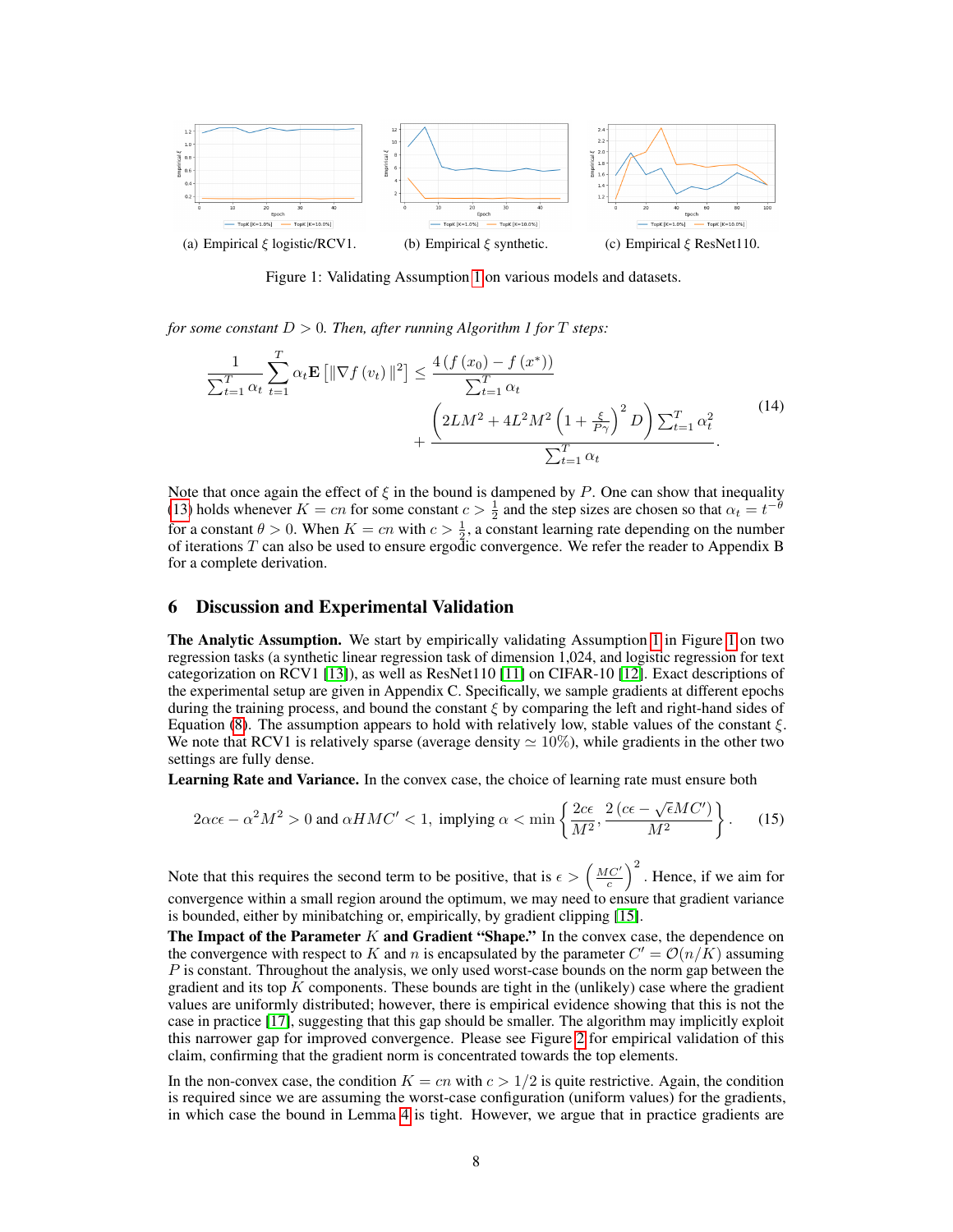(a) Empirical $\xi$ logistic/RCV1. (b) Empirical $\xi$ synthetic. (c) Empirical $\xi$ ResNet110.

Figure 1: Validating Assumption 1 on various models and datasets.

*for some constant $D > 0$. Then, after running Algorithm 1 for $T$ steps:*

$$\frac{1}{\sum_{t=1}^{T} \alpha_t} \sum_{t=1}^{T} \alpha_t \mathbf{E}\left[\|\nabla f(v_t)\|^2\right] \leq \frac{4\left(f(x_0) - f(x^*)\right)}{\sum_{t=1}^{T} \alpha_t} + \frac{\left(2LM^2 + 4L^2M^2\left(1 + \frac{\xi}{P\gamma}\right)^2 D\right)\sum_{t=1}^{T} \alpha_t^2}{\sum_{t=1}^{T} \alpha_t}. \tag{14}$$

Note that once again the effect of $\xi$ in the bound is dampened by $P$. One can show that inequality (13) holds whenever $K = cn$ for some constant $c > \frac{1}{2}$ and the step sizes are chosen so that $\alpha_t = t^{-\theta}$ for a constant $\theta > 0$. When $K = cn$ with $c > \frac{1}{2}$, a constant learning rate depending on the number of iterations $T$ can also be used to ensure ergodic convergence. We refer the reader to Appendix B for a complete derivation.

## 6 Discussion and Experimental Validation

**The Analytic Assumption.** We start by empirically validating Assumption 1 in Figure 1 on two regression tasks (a synthetic linear regression task of dimension 1,024, and logistic regression for text categorization on RCV1 [13]), as well as ResNet110 [11] on CIFAR-10 [12]. Exact descriptions of the experimental setup are given in Appendix C. Specifically, we sample gradients at different epochs during the training process, and bound the constant $\xi$ by comparing the left and right-hand sides of Equation (8). The assumption appears to hold with relatively low, stable values of the constant $\xi$. We note that RCV1 is relatively sparse (average density $\simeq 10\%$), while gradients in the other two settings are fully dense.

**Learning Rate and Variance.** In the convex case, the choice of learning rate must ensure both

$$2\alpha c\epsilon - \alpha^2 M^2 > 0 \text{ and } \alpha HMC' < 1, \text{ implying } \alpha < \min\left\{\frac{2c\epsilon}{M^2}, \frac{2\left(c\epsilon - \sqrt{\epsilon}MC'\right)}{M^2}\right\}. \tag{15}$$

Note that this requires the second term to be positive, that is $\epsilon > \left(\frac{MC'}{c}\right)^2$. Hence, if we aim for convergence within a small region around the optimum, we may need to ensure that gradient variance is bounded, either by minibatching or, empirically, by gradient clipping [15].

**The Impact of the Parameter $K$ and Gradient "Shape."** In the convex case, the dependence on the convergence with respect to $K$ and $n$ is encapsulated by the parameter $C' = \mathcal{O}(n/K)$ assuming $P$ is constant. Throughout the analysis, we only used worst-case bounds on the norm gap between the gradient and its top $K$ components. These bounds are tight in the (unlikely) case where the gradient values are uniformly distributed; however, there is empirical evidence showing that this is not the case in practice [17], suggesting that this gap should be smaller. The algorithm may implicitly exploit this narrower gap for improved convergence. Please see Figure 2 for empirical validation of this claim, confirming that the gradient norm is concentrated towards the top elements.

In the non-convex case, the condition $K = cn$ with $c > 1/2$ is quite restrictive. Again, the condition is required since we are assuming the worst-case configuration (uniform values) for the gradients, in which case the bound in Lemma 4 is tight. However, we argue that in practice gradients are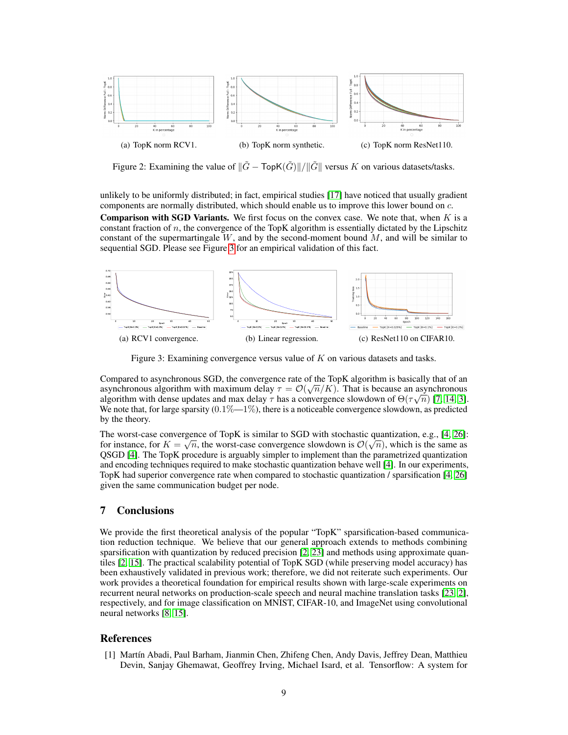(a) TopK norm RCV1.

(b) TopK norm synthetic.

(c) TopK norm ResNet110.

Figure 2: Examining the value of $\|\tilde{G} - \mathsf{TopK}(\tilde{G})\| / \|\tilde{G}\|$ versus $K$ on various datasets/tasks.

unlikely to be uniformly distributed; in fact, empirical studies [17] have noticed that usually gradient components are normally distributed, which should enable us to improve this lower bound on $c$.

**Comparison with SGD Variants.** We first focus on the convex case. We note that, when $K$ is a constant fraction of $n$, the convergence of the TopK algorithm is essentially dictated by the Lipschitz constant of the supermartingale $W$, and by the second-moment bound $M$, and will be similar to sequential SGD. Please see Figure 3 for an empirical validation of this fact.

(a) RCV1 convergence.

(b) Linear regression.

(c) ResNet110 on CIFAR10.

Figure 3: Examining convergence versus value of $K$ on various datasets and tasks.

Compared to asynchronous SGD, the convergence rate of the TopK algorithm is basically that of an asynchronous algorithm with maximum delay $\tau = \mathcal{O}(\sqrt{n}/K)$. That is because an asynchronous algorithm with dense updates and max delay $\tau$ has a convergence slowdown of $\Theta(\tau\sqrt{n})$ [7, 14, 3]. We note that, for large sparsity ($0.1\%$—$1\%$), there is a noticeable convergence slowdown, as predicted by the theory.

The worst-case convergence of TopK is similar to SGD with stochastic quantization, e.g., [4, 26]: for instance, for $K = \sqrt{n}$, the worst-case convergence slowdown is $\mathcal{O}(\sqrt{n})$, which is the same as QSGD [4]. The TopK procedure is arguably simpler to implement than the parametrized quantization and encoding techniques required to make stochastic quantization behave well [4]. In our experiments, TopK had superior convergence rate when compared to stochastic quantization / sparsification [4, 26] given the same communication budget per node.

## 7 Conclusions

We provide the first theoretical analysis of the popular "TopK" sparsification-based communication reduction technique. We believe that our general approach extends to methods combining sparsification with quantization by reduced precision [2, 23] and methods using approximate quantiles [2, 15]. The practical scalability potential of TopK SGD (while preserving model accuracy) has been exhaustively validated in previous work; therefore, we did not reiterate such experiments. Our work provides a theoretical foundation for empirical results shown with large-scale experiments on recurrent neural networks on production-scale speech and neural machine translation tasks [23, 2], respectively, and for image classification on MNIST, CIFAR-10, and ImageNet using convolutional neural networks [8, 15].

## References

[1] Martín Abadi, Paul Barham, Jianmin Chen, Zhifeng Chen, Andy Davis, Jeffrey Dean, Matthieu Devin, Sanjay Ghemawat, Geoffrey Irving, Michael Isard, et al. Tensorflow: A system for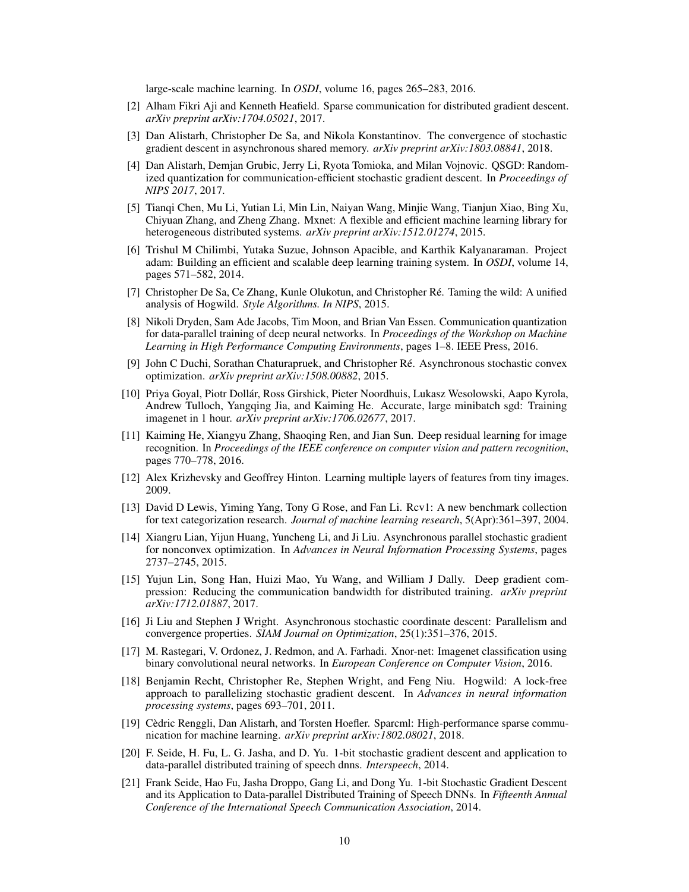large-scale machine learning. In *OSDI*, volume 16, pages 265–283, 2016.

[2] Alham Fikri Aji and Kenneth Heafield. Sparse communication for distributed gradient descent. *arXiv preprint arXiv:1704.05021*, 2017.

[3] Dan Alistarh, Christopher De Sa, and Nikola Konstantinov. The convergence of stochastic gradient descent in asynchronous shared memory. *arXiv preprint arXiv:1803.08841*, 2018.

[4] Dan Alistarh, Demjan Grubic, Jerry Li, Ryota Tomioka, and Milan Vojnovic. QSGD: Randomized quantization for communication-efficient stochastic gradient descent. In *Proceedings of NIPS 2017*, 2017.

[5] Tianqi Chen, Mu Li, Yutian Li, Min Lin, Naiyan Wang, Minjie Wang, Tianjun Xiao, Bing Xu, Chiyuan Zhang, and Zheng Zhang. Mxnet: A flexible and efficient machine learning library for heterogeneous distributed systems. *arXiv preprint arXiv:1512.01274*, 2015.

[6] Trishul M Chilimbi, Yutaka Suzue, Johnson Apacible, and Karthik Kalyanaraman. Project adam: Building an efficient and scalable deep learning training system. In *OSDI*, volume 14, pages 571–582, 2014.

[7] Christopher De Sa, Ce Zhang, Kunle Olukotun, and Christopher Ré. Taming the wild: A unified analysis of Hogwild. *Style Algorithms. In NIPS*, 2015.

[8] Nikoli Dryden, Sam Ade Jacobs, Tim Moon, and Brian Van Essen. Communication quantization for data-parallel training of deep neural networks. In *Proceedings of the Workshop on Machine Learning in High Performance Computing Environments*, pages 1–8. IEEE Press, 2016.

[9] John C Duchi, Sorathan Chaturapruek, and Christopher Ré. Asynchronous stochastic convex optimization. *arXiv preprint arXiv:1508.00882*, 2015.

[10] Priya Goyal, Piotr Dollár, Ross Girshick, Pieter Noordhuis, Lukasz Wesolowski, Aapo Kyrola, Andrew Tulloch, Yangqing Jia, and Kaiming He. Accurate, large minibatch sgd: Training imagenet in 1 hour. *arXiv preprint arXiv:1706.02677*, 2017.

[11] Kaiming He, Xiangyu Zhang, Shaoqing Ren, and Jian Sun. Deep residual learning for image recognition. In *Proceedings of the IEEE conference on computer vision and pattern recognition*, pages 770–778, 2016.

[12] Alex Krizhevsky and Geoffrey Hinton. Learning multiple layers of features from tiny images. 2009.

[13] David D Lewis, Yiming Yang, Tony G Rose, and Fan Li. Rcv1: A new benchmark collection for text categorization research. *Journal of machine learning research*, 5(Apr):361–397, 2004.

[14] Xiangru Lian, Yijun Huang, Yuncheng Li, and Ji Liu. Asynchronous parallel stochastic gradient for nonconvex optimization. In *Advances in Neural Information Processing Systems*, pages 2737–2745, 2015.

[15] Yujun Lin, Song Han, Huizi Mao, Yu Wang, and William J Dally. Deep gradient compression: Reducing the communication bandwidth for distributed training. *arXiv preprint arXiv:1712.01887*, 2017.

[16] Ji Liu and Stephen J Wright. Asynchronous stochastic coordinate descent: Parallelism and convergence properties. *SIAM Journal on Optimization*, 25(1):351–376, 2015.

[17] M. Rastegari, V. Ordonez, J. Redmon, and A. Farhadi. Xnor-net: Imagenet classification using binary convolutional neural networks. In *European Conference on Computer Vision*, 2016.

[18] Benjamin Recht, Christopher Re, Stephen Wright, and Feng Niu. Hogwild: A lock-free approach to parallelizing stochastic gradient descent. In *Advances in neural information processing systems*, pages 693–701, 2011.

[19] Cèdric Renggli, Dan Alistarh, and Torsten Hoefler. Sparcml: High-performance sparse communication for machine learning. *arXiv preprint arXiv:1802.08021*, 2018.

[20] F. Seide, H. Fu, L. G. Jasha, and D. Yu. 1-bit stochastic gradient descent and application to data-parallel distributed training of speech dnns. *Interspeech*, 2014.

[21] Frank Seide, Hao Fu, Jasha Droppo, Gang Li, and Dong Yu. 1-bit Stochastic Gradient Descent and its Application to Data-parallel Distributed Training of Speech DNNs. In *Fifteenth Annual Conference of the International Speech Communication Association*, 2014.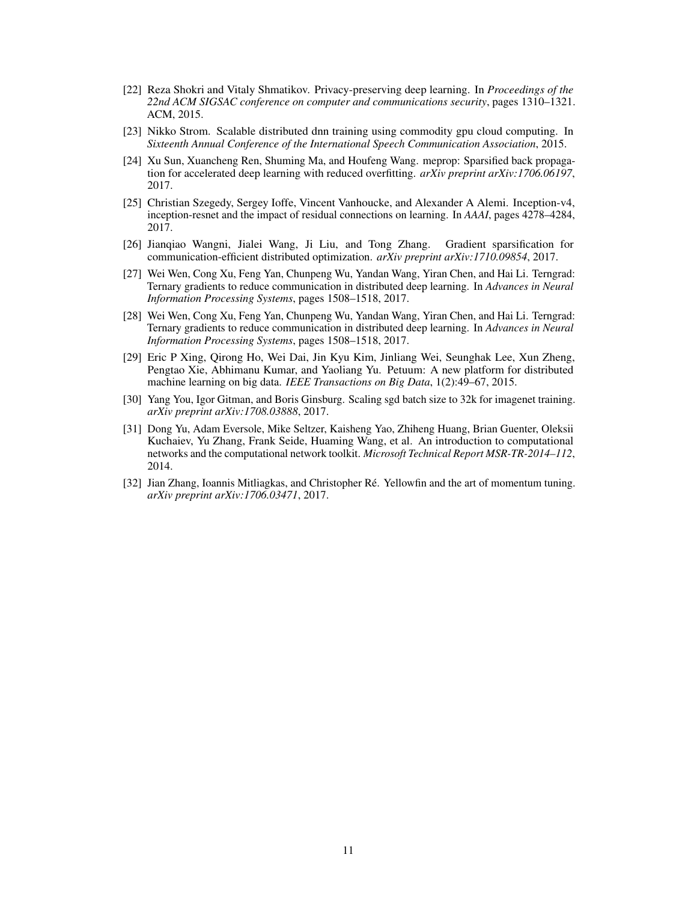[22] Reza Shokri and Vitaly Shmatikov. Privacy-preserving deep learning. In *Proceedings of the 22nd ACM SIGSAC conference on computer and communications security*, pages 1310–1321. ACM, 2015.

[23] Nikko Strom. Scalable distributed dnn training using commodity gpu cloud computing. In *Sixteenth Annual Conference of the International Speech Communication Association*, 2015.

[24] Xu Sun, Xuancheng Ren, Shuming Ma, and Houfeng Wang. meprop: Sparsified back propagation for accelerated deep learning with reduced overfitting. *arXiv preprint arXiv:1706.06197*, 2017.

[25] Christian Szegedy, Sergey Ioffe, Vincent Vanhoucke, and Alexander A Alemi. Inception-v4, inception-resnet and the impact of residual connections on learning. In *AAAI*, pages 4278–4284, 2017.

[26] Jianqiao Wangni, Jialei Wang, Ji Liu, and Tong Zhang. Gradient sparsification for communication-efficient distributed optimization. *arXiv preprint arXiv:1710.09854*, 2017.

[27] Wei Wen, Cong Xu, Feng Yan, Chunpeng Wu, Yandan Wang, Yiran Chen, and Hai Li. Terngrad: Ternary gradients to reduce communication in distributed deep learning. In *Advances in Neural Information Processing Systems*, pages 1508–1518, 2017.

[28] Wei Wen, Cong Xu, Feng Yan, Chunpeng Wu, Yandan Wang, Yiran Chen, and Hai Li. Terngrad: Ternary gradients to reduce communication in distributed deep learning. In *Advances in Neural Information Processing Systems*, pages 1508–1518, 2017.

[29] Eric P Xing, Qirong Ho, Wei Dai, Jin Kyu Kim, Jinliang Wei, Seunghak Lee, Xun Zheng, Pengtao Xie, Abhimanu Kumar, and Yaoliang Yu. Petuum: A new platform for distributed machine learning on big data. *IEEE Transactions on Big Data*, 1(2):49–67, 2015.

[30] Yang You, Igor Gitman, and Boris Ginsburg. Scaling sgd batch size to 32k for imagenet training. *arXiv preprint arXiv:1708.03888*, 2017.

[31] Dong Yu, Adam Eversole, Mike Seltzer, Kaisheng Yao, Zhiheng Huang, Brian Guenter, Oleksii Kuchaiev, Yu Zhang, Frank Seide, Huaming Wang, et al. An introduction to computational networks and the computational network toolkit. *Microsoft Technical Report MSR-TR-2014–112*, 2014.

[32] Jian Zhang, Ioannis Mitliagkas, and Christopher Ré. Yellowfin and the art of momentum tuning. *arXiv preprint arXiv:1706.03471*, 2017.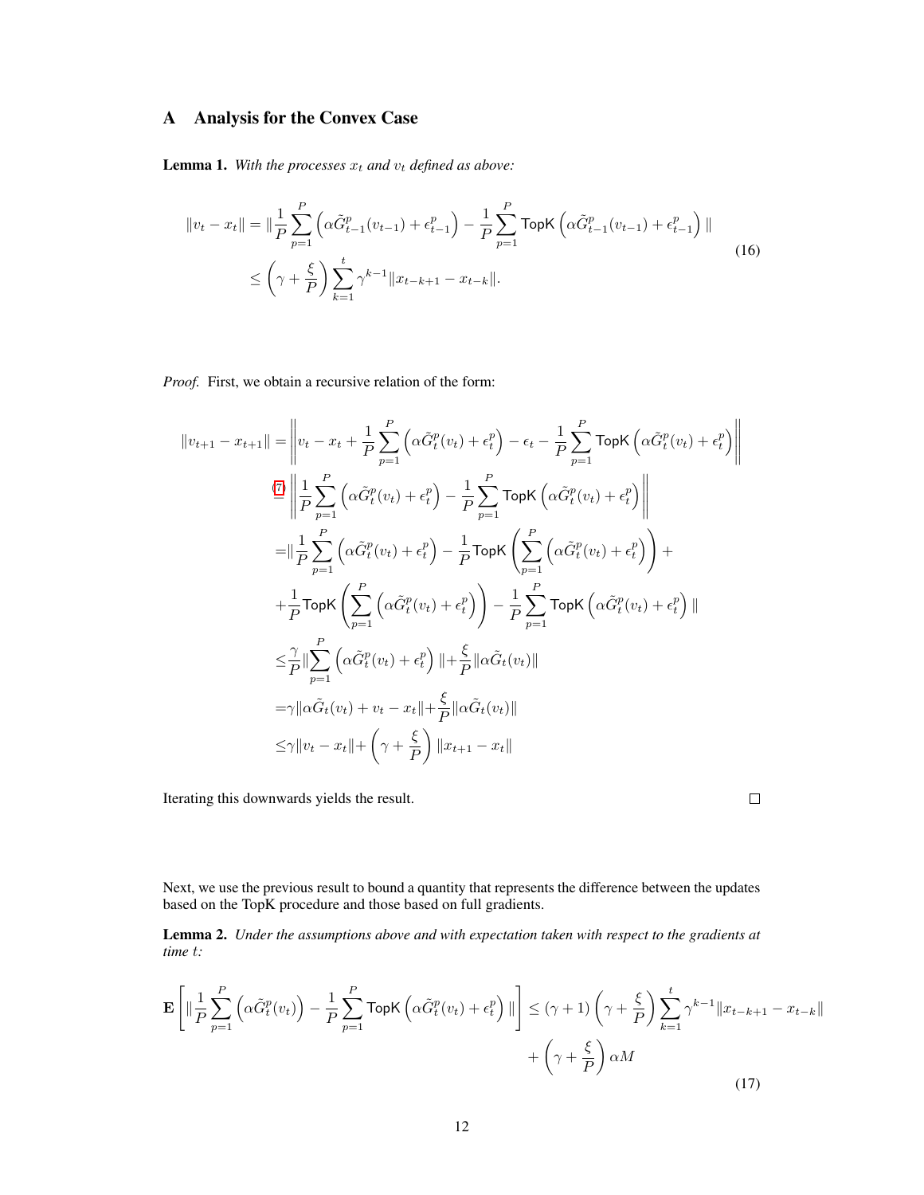## A Analysis for the Convex Case

**Lemma 1.** *With the processes $x_t$ and $v_t$ defined as above:*

$$
\begin{aligned}
\|v_t - x_t\| &= \|\frac{1}{P}\sum_{p=1}^{P}\left(\alpha\tilde{G}_{t-1}^p(v_{t-1}) + \epsilon_{t-1}^p\right) - \frac{1}{P}\sum_{p=1}^{P}\mathsf{TopK}\left(\alpha\tilde{G}_{t-1}^p(v_{t-1}) + \epsilon_{t-1}^p\right)\| \\
&\leq \left(\gamma + \frac{\xi}{P}\right)\sum_{k=1}^{t}\gamma^{k-1}\|x_{t-k+1} - x_{t-k}\|.
\end{aligned}
\tag{16}
$$

*Proof.* First, we obtain a recursive relation of the form:

$$
\begin{aligned}
\|v_{t+1} - x_{t+1}\| &= \left\|v_t - x_t + \frac{1}{P}\sum_{p=1}^{P}\left(\alpha\tilde{G}_t^p(v_t) + \epsilon_t^p\right) - \epsilon_t - \frac{1}{P}\sum_{p=1}^{P}\mathsf{TopK}\left(\alpha\tilde{G}_t^p(v_t) + \epsilon_t^p\right)\right\| \\
&\overset{(7)}{=} \left\|\frac{1}{P}\sum_{p=1}^{P}\left(\alpha\tilde{G}_t^p(v_t) + \epsilon_t^p\right) - \frac{1}{P}\sum_{p=1}^{P}\mathsf{TopK}\left(\alpha\tilde{G}_t^p(v_t) + \epsilon_t^p\right)\right\| \\
&= \|\frac{1}{P}\sum_{p=1}^{P}\left(\alpha\tilde{G}_t^p(v_t) + \epsilon_t^p\right) - \frac{1}{P}\mathsf{TopK}\left(\sum_{p=1}^{P}\left(\alpha\tilde{G}_t^p(v_t) + \epsilon_t^p\right)\right) + \\
&\quad + \frac{1}{P}\mathsf{TopK}\left(\sum_{p=1}^{P}\left(\alpha\tilde{G}_t^p(v_t) + \epsilon_t^p\right)\right) - \frac{1}{P}\sum_{p=1}^{P}\mathsf{TopK}\left(\alpha\tilde{G}_t^p(v_t) + \epsilon_t^p\right)\| \\
&\leq \frac{\gamma}{P}\|\sum_{p=1}^{P}\left(\alpha\tilde{G}_t^p(v_t) + \epsilon_t^p\right)\| + \frac{\xi}{P}\|\alpha\tilde{G}_t(v_t)\| \\
&= \gamma\|\alpha\tilde{G}_t(v_t) + v_t - x_t\| + \frac{\xi}{P}\|\alpha\tilde{G}_t(v_t)\| \\
&\leq \gamma\|v_t - x_t\| + \left(\gamma + \frac{\xi}{P}\right)\|x_{t+1} - x_t\|
\end{aligned}
$$

Iterating this downwards yields the result. $\square$

Next, we use the previous result to bound a quantity that represents the difference between the updates based on the TopK procedure and those based on full gradients.

**Lemma 2.** *Under the assumptions above and with expectation taken with respect to the gradients at time $t$:*

$$
\begin{aligned}
\mathbf{E}\left[\|\frac{1}{P}\sum_{p=1}^{P}\left(\alpha\tilde{G}_t^p(v_t)\right) - \frac{1}{P}\sum_{p=1}^{P}\mathsf{TopK}\left(\alpha\tilde{G}_t^p(v_t) + \epsilon_t^p\right)\|\right] &\leq (\gamma + 1)\left(\gamma + \frac{\xi}{P}\right)\sum_{k=1}^{t}\gamma^{k-1}\|x_{t-k+1} - x_{t-k}\| \\
&\quad + \left(\gamma + \frac{\xi}{P}\right)\alpha M
\end{aligned}
\tag{17}
$$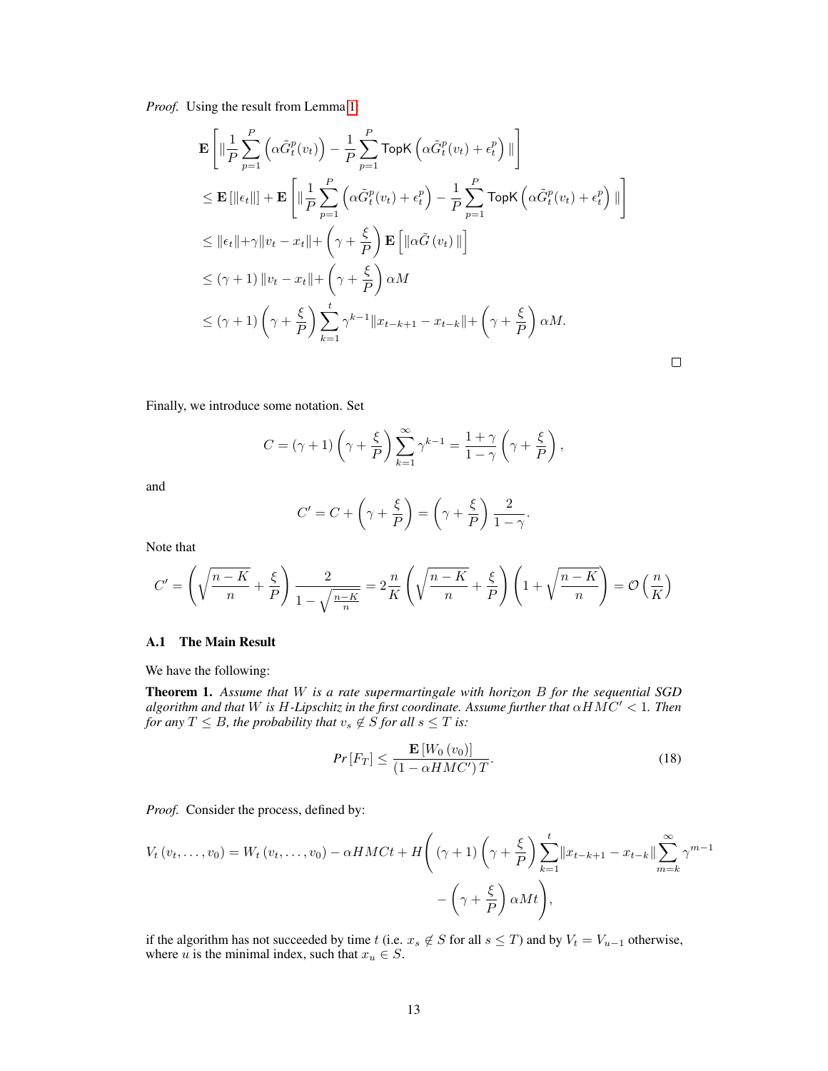*Proof.* Using the result from Lemma 1

$$
\begin{aligned}
&\mathbf{E}\left[\|\frac{1}{P}\sum_{p=1}^{P}\left(\alpha\tilde{G}_t^p(v_t)\right) - \frac{1}{P}\sum_{p=1}^{P}\mathsf{TopK}\left(\alpha\tilde{G}_t^p(v_t)+\epsilon_t^p\right)\|\right] \\
&\leq \mathbf{E}\left[\|\epsilon_t\|\right] + \mathbf{E}\left[\|\frac{1}{P}\sum_{p=1}^{P}\left(\alpha\tilde{G}_t^p(v_t)+\epsilon_t^p\right) - \frac{1}{P}\sum_{p=1}^{P}\mathsf{TopK}\left(\alpha\tilde{G}_t^p(v_t)+\epsilon_t^p\right)\|\right] \\
&\leq \|\epsilon_t\| + \gamma\|v_t - x_t\| + \left(\gamma+\frac{\xi}{P}\right)\mathbf{E}\left[\|\alpha\tilde{G}\left(v_t\right)\|\right] \\
&\leq (\gamma+1)\|v_t - x_t\| + \left(\gamma+\frac{\xi}{P}\right)\alpha M \\
&\leq (\gamma+1)\left(\gamma+\frac{\xi}{P}\right)\sum_{k=1}^{t}\gamma^{k-1}\|x_{t-k+1}-x_{t-k}\| + \left(\gamma+\frac{\xi}{P}\right)\alpha M.
\end{aligned}
$$

□

Finally, we introduce some notation. Set

$$
C = (\gamma+1)\left(\gamma+\frac{\xi}{P}\right)\sum_{k=1}^{\infty}\gamma^{k-1} = \frac{1+\gamma}{1-\gamma}\left(\gamma+\frac{\xi}{P}\right),
$$

and

$$
C' = C + \left(\gamma+\frac{\xi}{P}\right) = \left(\gamma+\frac{\xi}{P}\right)\frac{2}{1-\gamma}.
$$

Note that

$$
C' = \left(\sqrt{\frac{n-K}{n}}+\frac{\xi}{P}\right)\frac{2}{1-\sqrt{\frac{n-K}{n}}} = 2\frac{n}{K}\left(\sqrt{\frac{n-K}{n}}+\frac{\xi}{P}\right)\left(1+\sqrt{\frac{n-K}{n}}\right) = \mathcal{O}\left(\frac{n}{K}\right)
$$

### A.1 The Main Result

We have the following:

**Theorem 1.** *Assume that $W$ is a rate supermartingale with horizon $B$ for the sequential SGD algorithm and that $W$ is $H$-Lipschitz in the first coordinate. Assume further that $\alpha HMC' < 1$. Then for any $T \leq B$, the probability that $v_s \notin S$ for all $s \leq T$ is:*

$$
Pr\left[F_T\right] \leq \frac{\mathbf{E}\left[W_0\left(v_0\right)\right]}{\left(1-\alpha HMC'\right)T}. \tag{18}
$$

*Proof.* Consider the process, defined by:

$$
\begin{aligned}
V_t\left(v_t,\ldots,v_0\right) = W_t\left(v_t,\ldots,v_0\right) - \alpha HMCt + H\Bigg(&(\gamma+1)\left(\gamma+\frac{\xi}{P}\right)\sum_{k=1}^{t}\|x_{t-k+1}-x_{t-k}\|\sum_{m=k}^{\infty}\gamma^{m-1} \\
&-\left(\gamma+\frac{\xi}{P}\right)\alpha Mt\Bigg),
\end{aligned}
$$

if the algorithm has not succeeded by time $t$ (i.e. $x_s \notin S$ for all $s \leq T$) and by $V_t = V_{u-1}$ otherwise, where $u$ is the minimal index, such that $x_u \in S$.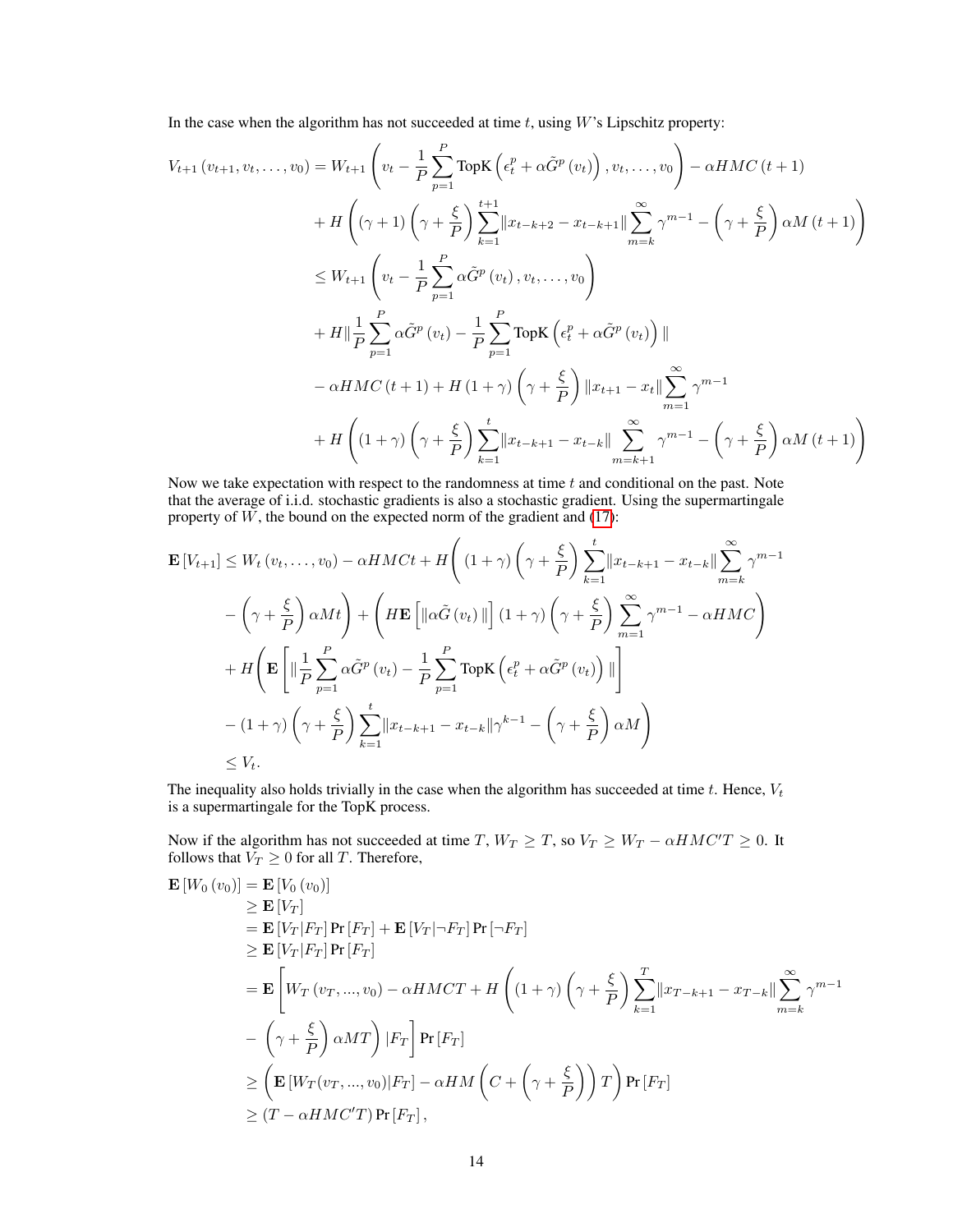In the case when the algorithm has not succeeded at time $t$, using $W$'s Lipschitz property:

$$
\begin{aligned}
V_{t+1}\left(v_{t+1}, v_t, \dots, v_0\right) = & W_{t+1}\left(v_t - \frac{1}{P}\sum_{p=1}^{P}\text{TopK}\left(\epsilon_t^p + \alpha\tilde{G}^p\left(v_t\right)\right), v_t, \dots, v_0\right) - \alpha HMC\left(t+1\right) \\
& + H\left(\left(\gamma+1\right)\left(\gamma+\frac{\xi}{P}\right)\sum_{k=1}^{t+1}\|x_{t-k+2} - x_{t-k+1}\|\sum_{m=k}^{\infty}\gamma^{m-1} - \left(\gamma+\frac{\xi}{P}\right)\alpha M\left(t+1\right)\right) \\
\leq & W_{t+1}\left(v_t - \frac{1}{P}\sum_{p=1}^{P}\alpha\tilde{G}^p\left(v_t\right), v_t, \dots, v_0\right) \\
& + H\|\frac{1}{P}\sum_{p=1}^{P}\alpha\tilde{G}^p\left(v_t\right) - \frac{1}{P}\sum_{p=1}^{P}\text{TopK}\left(\epsilon_t^p + \alpha\tilde{G}^p\left(v_t\right)\right)\| \\
& - \alpha HMC\left(t+1\right) + H\left(1+\gamma\right)\left(\gamma+\frac{\xi}{P}\right)\|x_{t+1} - x_t\|\sum_{m=1}^{\infty}\gamma^{m-1} \\
& + H\left(\left(1+\gamma\right)\left(\gamma+\frac{\xi}{P}\right)\sum_{k=1}^{t}\|x_{t-k+1} - x_{t-k}\|\sum_{m=k+1}^{\infty}\gamma^{m-1} - \left(\gamma+\frac{\xi}{P}\right)\alpha M\left(t+1\right)\right)
\end{aligned}
$$

Now we take expectation with respect to the randomness at time $t$ and conditional on the past. Note that the average of i.i.d. stochastic gradients is also a stochastic gradient. Using the supermartingale property of $W$, the bound on the expected norm of the gradient and (17):

$$
\begin{aligned}
\mathbf{E}\left[V_{t+1}\right] \leq & W_t\left(v_t, \dots, v_0\right) - \alpha HMCt + H\Bigg(\left(1+\gamma\right)\left(\gamma+\frac{\xi}{P}\right)\sum_{k=1}^{t}\|x_{t-k+1} - x_{t-k}\|\sum_{m=k}^{\infty}\gamma^{m-1} \\
& - \left(\gamma+\frac{\xi}{P}\right)\alpha Mt\Bigg) + \left(H\mathbf{E}\left[\|\alpha\tilde{G}\left(v_t\right)\|\right]\left(1+\gamma\right)\left(\gamma+\frac{\xi}{P}\right)\sum_{m=1}^{\infty}\gamma^{m-1} - \alpha HMC\right) \\
& + H\Bigg(\mathbf{E}\left[\|\frac{1}{P}\sum_{p=1}^{P}\alpha\tilde{G}^p\left(v_t\right) - \frac{1}{P}\sum_{p=1}^{P}\text{TopK}\left(\epsilon_t^p + \alpha\tilde{G}^p\left(v_t\right)\right)\|\right] \\
& - \left(1+\gamma\right)\left(\gamma+\frac{\xi}{P}\right)\sum_{k=1}^{t}\|x_{t-k+1} - x_{t-k}\|\gamma^{k-1} - \left(\gamma+\frac{\xi}{P}\right)\alpha M\Bigg) \\
\leq & V_t.
\end{aligned}
$$

The inequality also holds trivially in the case when the algorithm has succeeded at time $t$. Hence, $V_t$ is a supermartingale for the TopK process.

Now if the algorithm has not succeeded at time $T$, $W_T \geq T$, so $V_T \geq W_T - \alpha HMC'T \geq 0$. It follows that $V_T \geq 0$ for all $T$. Therefore,

$$
\begin{aligned}
\mathbf{E}\left[W_0\left(v_0\right)\right] &= \mathbf{E}\left[V_0\left(v_0\right)\right] \\
&\geq \mathbf{E}\left[V_T\right] \\
&= \mathbf{E}\left[V_T|F_T\right]\Pr\left[F_T\right] + \mathbf{E}\left[V_T|\neg F_T\right]\Pr\left[\neg F_T\right] \\
&\geq \mathbf{E}\left[V_T|F_T\right]\Pr\left[F_T\right] \\
&= \mathbf{E}\Bigg[W_T\left(v_T, \dots, v_0\right) - \alpha HMCT + H\left(\left(1+\gamma\right)\left(\gamma+\frac{\xi}{P}\right)\sum_{k=1}^{T}\|x_{T-k+1} - x_{T-k}\|\sum_{m=k}^{\infty}\gamma^{m-1}\right. \\
&\quad \left. - \left(\gamma+\frac{\xi}{P}\right)\alpha MT\right)|F_T\Bigg]\Pr\left[F_T\right] \\
&\geq \left(\mathbf{E}\left[W_T(v_T, \dots, v_0)|F_T\right] - \alpha HM\left(C + \left(\gamma+\frac{\xi}{P}\right)\right)T\right)\Pr\left[F_T\right] \\
&\geq \left(T - \alpha HMC'T\right)\Pr\left[F_T\right],
\end{aligned}
$$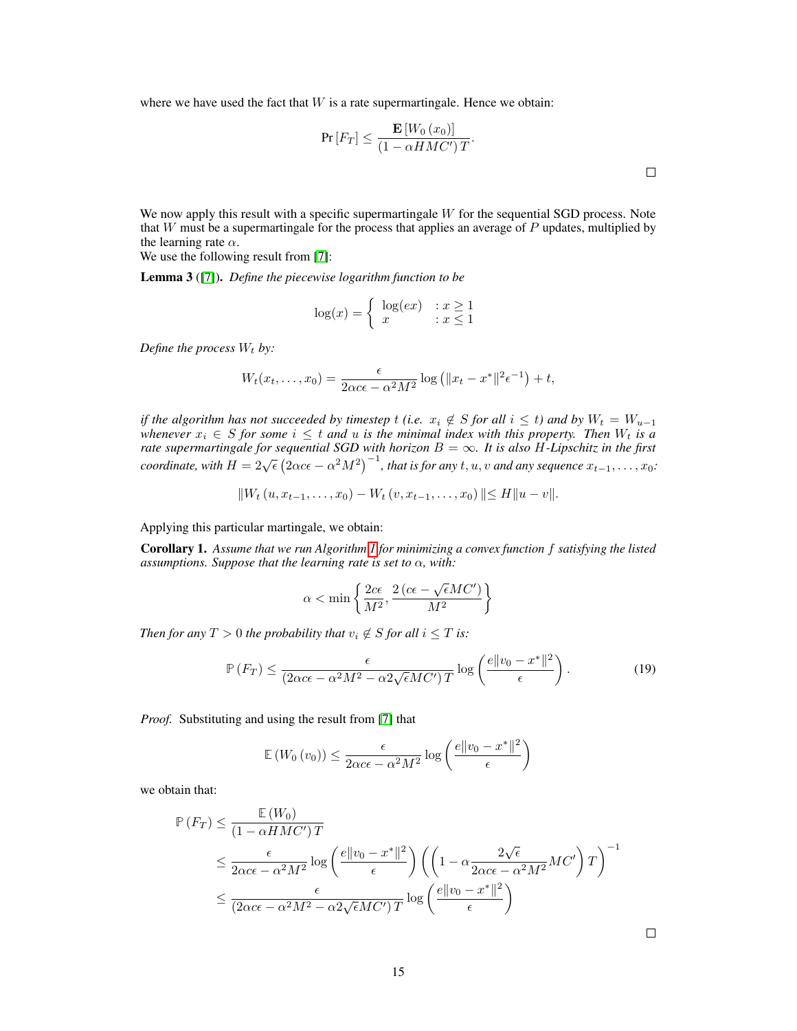where we have used the fact that $W$ is a rate supermartingale. Hence we obtain:

$$\Pr\left[F_T\right] \leq \frac{\mathbf{E}\left[W_0\left(x_0\right)\right]}{\left(1-\alpha H M C'\right) T}.$$

□

We now apply this result with a specific supermartingale $W$ for the sequential SGD process. Note that $W$ must be a supermartingale for the process that applies an average of $P$ updates, multiplied by the learning rate $\alpha$.

We use the following result from [7]:

**Lemma 3** ([7]). *Define the piecewise logarithm function to be*

$$\log(x) = \begin{cases} \log(ex) & : x \geq 1 \\ x & : x \leq 1 \end{cases}$$

*Define the process $W_t$ by:*

$$W_t(x_t, \ldots, x_0) = \frac{\epsilon}{2\alpha c\epsilon - \alpha^2 M^2} \log\left(\|x_t - x^*\|^2 \epsilon^{-1}\right) + t,$$

*if the algorithm has not succeeded by timestep $t$ (i.e. $x_i \notin S$ for all $i \leq t$) and by $W_t = W_{u-1}$ whenever $x_i \in S$ for some $i \leq t$ and $u$ is the minimal index with this property. Then $W_t$ is a rate supermartingale for sequential SGD with horizon $B = \infty$. It is also $H$-Lipschitz in the first coordinate, with $H = 2\sqrt{\epsilon}\left(2\alpha c\epsilon - \alpha^2 M^2\right)^{-1}$, that is for any $t, u, v$ and any sequence $x_{t-1}, \ldots, x_0$:*

$$\|W_t\left(u, x_{t-1}, \ldots, x_0\right) - W_t\left(v, x_{t-1}, \ldots, x_0\right)\| \leq H\|u - v\|.$$

Applying this particular martingale, we obtain:

**Corollary 1.** *Assume that we run Algorithm 1 for minimizing a convex function $f$ satisfying the listed assumptions. Suppose that the learning rate is set to $\alpha$, with:*

$$\alpha < \min\left\{\frac{2c\epsilon}{M^2}, \frac{2\left(c\epsilon - \sqrt{\epsilon} M C'\right)}{M^2}\right\}$$

*Then for any $T > 0$ the probability that $v_i \notin S$ for all $i \leq T$ is:*

$$\mathbb{P}\left(F_T\right) \leq \frac{\epsilon}{\left(2\alpha c\epsilon - \alpha^2 M^2 - \alpha 2\sqrt{\epsilon} M C'\right) T} \log\left(\frac{e\|v_0 - x^*\|^2}{\epsilon}\right). \tag{19}$$

*Proof.* Substituting and using the result from [7] that

$$\mathbb{E}\left(W_0\left(v_0\right)\right) \leq \frac{\epsilon}{2\alpha c\epsilon - \alpha^2 M^2} \log\left(\frac{e\|v_0 - x^*\|^2}{\epsilon}\right)$$

we obtain that:

$$\begin{aligned}
\mathbb{P}\left(F_T\right) &\leq \frac{\mathbb{E}\left(W_0\right)}{\left(1 - \alpha H M C'\right) T} \\
&\leq \frac{\epsilon}{2\alpha c\epsilon - \alpha^2 M^2} \log\left(\frac{e\|v_0 - x^*\|^2}{\epsilon}\right)\left(\left(1 - \alpha\frac{2\sqrt{\epsilon}}{2\alpha c\epsilon - \alpha^2 M^2} M C'\right) T\right)^{-1} \\
&\leq \frac{\epsilon}{\left(2\alpha c\epsilon - \alpha^2 M^2 - \alpha 2\sqrt{\epsilon} M C'\right) T} \log\left(\frac{e\|v_0 - x^*\|^2}{\epsilon}\right)
\end{aligned}$$

□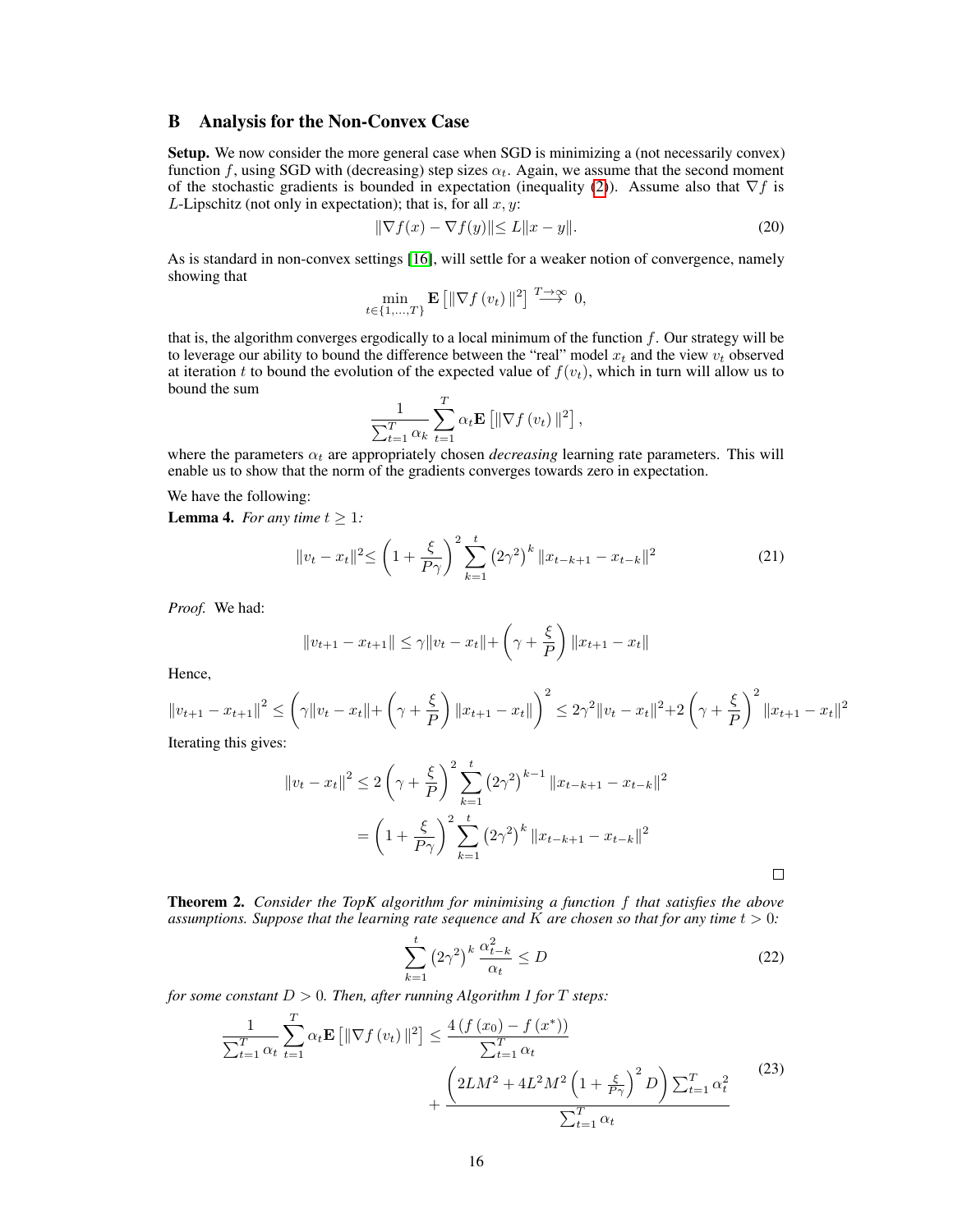## B Analysis for the Non-Convex Case

**Setup.** We now consider the more general case when SGD is minimizing a (not necessarily convex) function $f$, using SGD with (decreasing) step sizes $\alpha_t$. Again, we assume that the second moment of the stochastic gradients is bounded in expectation (inequality (2)). Assume also that $\nabla f$ is $L$-Lipschitz (not only in expectation); that is, for all $x, y$:

$$\|\nabla f(x) - \nabla f(y)\| \leq L\|x - y\|. \tag{20}$$

As is standard in non-convex settings [16], will settle for a weaker notion of convergence, namely showing that

$$\min_{t \in \{1,\ldots,T\}} \mathbf{E}\left[\|\nabla f(v_t)\|^2\right] \overset{T\to\infty}{\longrightarrow} 0,$$

that is, the algorithm converges ergodically to a local minimum of the function $f$. Our strategy will be to leverage our ability to bound the difference between the "real" model $x_t$ and the view $v_t$ observed at iteration $t$ to bound the evolution of the expected value of $f(v_t)$, which in turn will allow us to bound the sum

$$\frac{1}{\sum_{t=1}^{T} \alpha_k} \sum_{t=1}^{T} \alpha_t \mathbf{E}\left[\|\nabla f(v_t)\|^2\right],$$

where the parameters $\alpha_t$ are appropriately chosen *decreasing* learning rate parameters. This will enable us to show that the norm of the gradients converges towards zero in expectation.

We have the following:

**Lemma 4.** *For any time $t \geq 1$:*

$$\|v_t - x_t\|^2 \leq \left(1 + \frac{\xi}{P\gamma}\right)^2 \sum_{k=1}^{t} \left(2\gamma^2\right)^k \|x_{t-k+1} - x_{t-k}\|^2 \tag{21}$$

*Proof.* We had:

$$\|v_{t+1} - x_{t+1}\| \leq \gamma\|v_t - x_t\| + \left(\gamma + \frac{\xi}{P}\right)\|x_{t+1} - x_t\|$$

Hence,

$$\|v_{t+1} - x_{t+1}\|^2 \leq \left(\gamma\|v_t - x_t\| + \left(\gamma + \frac{\xi}{P}\right)\|x_{t+1} - x_t\|\right)^2 \leq 2\gamma^2\|v_t - x_t\|^2 + 2\left(\gamma + \frac{\xi}{P}\right)^2\|x_{t+1} - x_t\|^2$$

Iterating this gives:

$$\begin{aligned}
\|v_t - x_t\|^2 &\leq 2\left(\gamma + \frac{\xi}{P}\right)^2 \sum_{k=1}^{t} \left(2\gamma^2\right)^{k-1} \|x_{t-k+1} - x_{t-k}\|^2 \\
&= \left(1 + \frac{\xi}{P\gamma}\right)^2 \sum_{k=1}^{t} \left(2\gamma^2\right)^k \|x_{t-k+1} - x_{t-k}\|^2
\end{aligned}$$

$\square$

**Theorem 2.** *Consider the TopK algorithm for minimising a function $f$ that satisfies the above assumptions. Suppose that the learning rate sequence and $K$ are chosen so that for any time $t > 0$:*

$$\sum_{k=1}^{t} \left(2\gamma^2\right)^k \frac{\alpha_{t-k}^2}{\alpha_t} \leq D \tag{22}$$

*for some constant $D > 0$. Then, after running Algorithm 1 for $T$ steps:*

$$\begin{aligned}
\frac{1}{\sum_{t=1}^{T} \alpha_t} \sum_{t=1}^{T} \alpha_t \mathbf{E}\left[\|\nabla f(v_t)\|^2\right] \leq\ & \frac{4\left(f(x_0) - f(x^*)\right)}{\sum_{t=1}^{T} \alpha_t} \\
&+ \frac{\left(2LM^2 + 4L^2M^2\left(1 + \frac{\xi}{P\gamma}\right)^2 D\right)\sum_{t=1}^{T} \alpha_t^2}{\sum_{t=1}^{T} \alpha_t}
\end{aligned} \tag{23}$$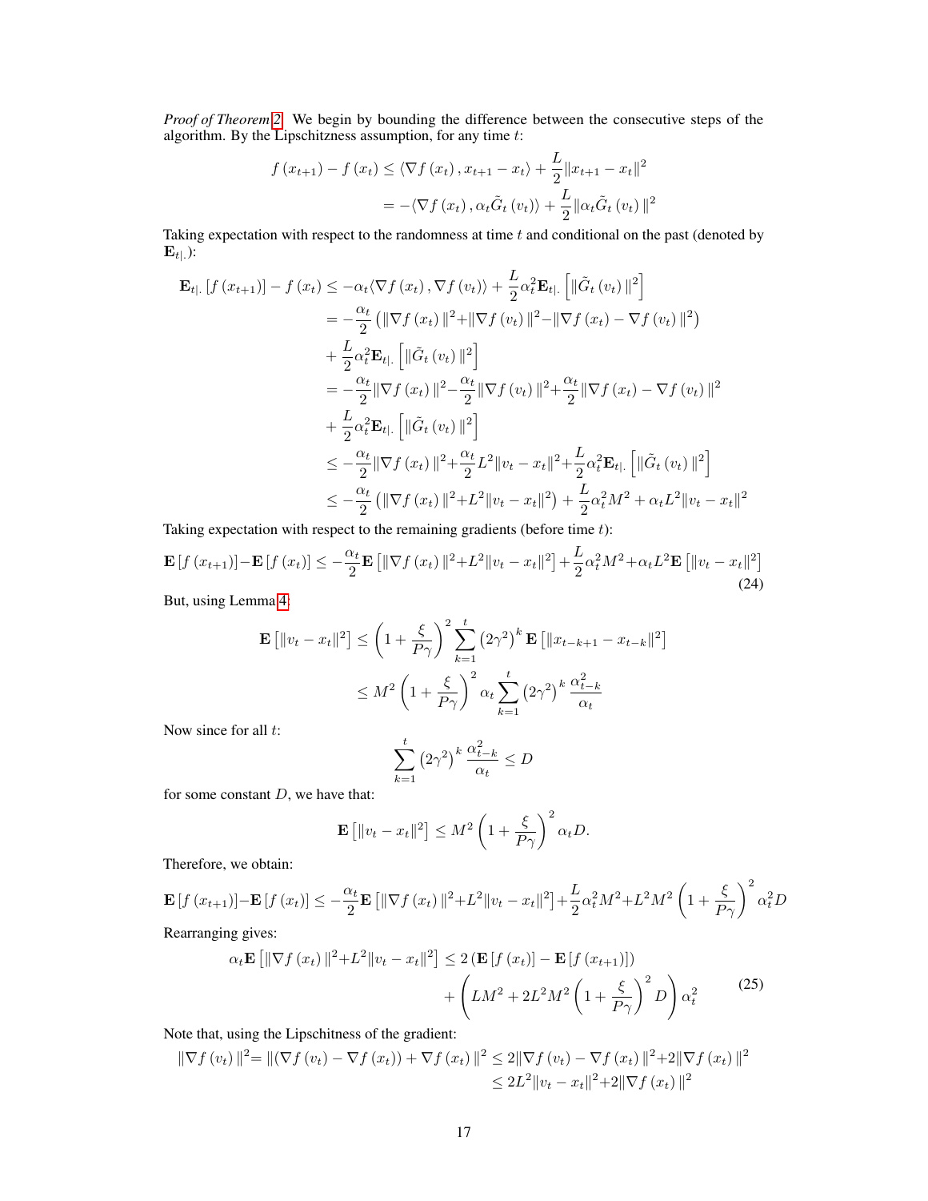*Proof of Theorem 2.* We begin by bounding the difference between the consecutive steps of the algorithm. By the Lipschitzness assumption, for any time $t$:

$$
\begin{aligned}
f\left(x_{t+1}\right)-f\left(x_{t}\right) &\leq \left\langle \nabla f\left(x_{t}\right), x_{t+1}-x_{t}\right\rangle+\frac{L}{2}\|x_{t+1}-x_{t}\|^{2} \\
&=-\langle\nabla f\left(x_{t}\right), \alpha_{t} \tilde{G}_{t}\left(v_{t}\right)\rangle+\frac{L}{2}\|\alpha_{t} \tilde{G}_{t}\left(v_{t}\right)\|^{2}
\end{aligned}
$$

Taking expectation with respect to the randomness at time $t$ and conditional on the past (denoted by $\mathbf{E}_{t|.}$):

$$
\begin{aligned}
\mathbf{E}_{t|.}\left[f\left(x_{t+1}\right)\right]-f\left(x_{t}\right) &\leq -\alpha_{t}\langle\nabla f\left(x_{t}\right), \nabla f\left(v_{t}\right)\rangle+\frac{L}{2} \alpha_{t}^{2} \mathbf{E}_{t|.}\left[\|\tilde{G}_{t}\left(v_{t}\right)\|^{2}\right] \\
&=-\frac{\alpha_{t}}{2}\left(\|\nabla f\left(x_{t}\right)\|^{2}+\|\nabla f\left(v_{t}\right)\|^{2}-\|\nabla f\left(x_{t}\right)-\nabla f\left(v_{t}\right)\|^{2}\right) \\
&+\frac{L}{2} \alpha_{t}^{2} \mathbf{E}_{t|.}\left[\|\tilde{G}_{t}\left(v_{t}\right)\|^{2}\right] \\
&=-\frac{\alpha_{t}}{2}\|\nabla f\left(x_{t}\right)\|^{2}-\frac{\alpha_{t}}{2}\|\nabla f\left(v_{t}\right)\|^{2}+\frac{\alpha_{t}}{2}\|\nabla f\left(x_{t}\right)-\nabla f\left(v_{t}\right)\|^{2} \\
&+\frac{L}{2} \alpha_{t}^{2} \mathbf{E}_{t|.}\left[\|\tilde{G}_{t}\left(v_{t}\right)\|^{2}\right] \\
&\leq-\frac{\alpha_{t}}{2}\|\nabla f\left(x_{t}\right)\|^{2}+\frac{\alpha_{t}}{2} L^{2}\|v_{t}-x_{t}\|^{2}+\frac{L}{2} \alpha_{t}^{2} \mathbf{E}_{t|.}\left[\|\tilde{G}_{t}\left(v_{t}\right)\|^{2}\right] \\
&\leq-\frac{\alpha_{t}}{2}\left(\|\nabla f\left(x_{t}\right)\|^{2}+L^{2}\|v_{t}-x_{t}\|^{2}\right)+\frac{L}{2} \alpha_{t}^{2} M^{2}+\alpha_{t} L^{2}\|v_{t}-x_{t}\|^{2}
\end{aligned}
$$

Taking expectation with respect to the remaining gradients (before time $t$):

$$
\mathbf{E}\left[f\left(x_{t+1}\right)\right]-\mathbf{E}\left[f\left(x_{t}\right)\right] \leq -\frac{\alpha_{t}}{2} \mathbf{E}\left[\|\nabla f\left(x_{t}\right)\|^{2}+L^{2}\|v_{t}-x_{t}\|^{2}\right]+\frac{L}{2} \alpha_{t}^{2} M^{2}+\alpha_{t} L^{2} \mathbf{E}\left[\|v_{t}-x_{t}\|^{2}\right] \tag{24}
$$

But, using Lemma 4:

$$
\begin{aligned}
\mathbf{E}\left[\|v_{t}-x_{t}\|^{2}\right] &\leq \left(1+\frac{\xi}{P \gamma}\right)^{2} \sum_{k=1}^{t}\left(2 \gamma^{2}\right)^{k} \mathbf{E}\left[\|x_{t-k+1}-x_{t-k}\|^{2}\right] \\
&\leq M^{2}\left(1+\frac{\xi}{P \gamma}\right)^{2} \alpha_{t} \sum_{k=1}^{t}\left(2 \gamma^{2}\right)^{k} \frac{\alpha_{t-k}^{2}}{\alpha_{t}}
\end{aligned}
$$

Now since for all $t$:

$$
\sum_{k=1}^{t}\left(2 \gamma^{2}\right)^{k} \frac{\alpha_{t-k}^{2}}{\alpha_{t}} \leq D
$$

for some constant $D$, we have that:

$$
\mathbf{E}\left[\|v_{t}-x_{t}\|^{2}\right] \leq M^{2}\left(1+\frac{\xi}{P \gamma}\right)^{2} \alpha_{t} D.
$$

Therefore, we obtain:

$$
\mathbf{E}\left[f\left(x_{t+1}\right)\right]-\mathbf{E}\left[f\left(x_{t}\right)\right] \leq -\frac{\alpha_{t}}{2} \mathbf{E}\left[\|\nabla f\left(x_{t}\right)\|^{2}+L^{2}\|v_{t}-x_{t}\|^{2}\right]+\frac{L}{2} \alpha_{t}^{2} M^{2}+L^{2} M^{2}\left(1+\frac{\xi}{P \gamma}\right)^{2} \alpha_{t}^{2} D
$$

Rearranging gives:

$$
\begin{aligned}
\alpha_{t} \mathbf{E}\left[\|\nabla f\left(x_{t}\right)\|^{2}+L^{2}\|v_{t}-x_{t}\|^{2}\right] &\leq 2\left(\mathbf{E}\left[f\left(x_{t}\right)\right]-\mathbf{E}\left[f\left(x_{t+1}\right)\right]\right) \\
&+\left(L M^{2}+2 L^{2} M^{2}\left(1+\frac{\xi}{P \gamma}\right)^{2} D\right) \alpha_{t}^{2}
\end{aligned} \tag{25}
$$

Note that, using the Lipschitness of the gradient:

$$
\begin{aligned}
\|\nabla f\left(v_{t}\right)\|^{2}=\|\left(\nabla f\left(v_{t}\right)-\nabla f\left(x_{t}\right)\right)+\nabla f\left(x_{t}\right)\|^{2} &\leq 2\|\nabla f\left(v_{t}\right)-\nabla f\left(x_{t}\right)\|^{2}+2\|\nabla f\left(x_{t}\right)\|^{2} \\
&\leq 2 L^{2}\|v_{t}-x_{t}\|^{2}+2\|\nabla f\left(x_{t}\right)\|^{2}
\end{aligned}
$$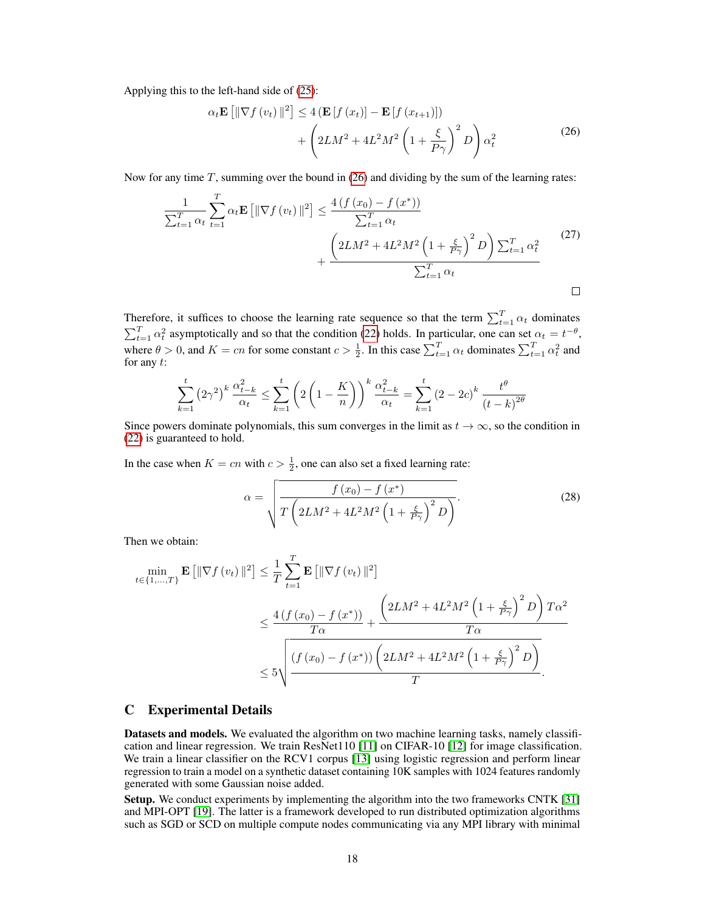Applying this to the left-hand side of (25):

$$\alpha_t \mathbf{E}\left[\|\nabla f(v_t)\|^2\right] \leq 4\left(\mathbf{E}\left[f(x_t)\right] - \mathbf{E}\left[f(x_{t+1})\right]\right) + \left(2LM^2 + 4L^2M^2\left(1 + \frac{\xi}{P\gamma}\right)^2 D\right)\alpha_t^2 \tag{26}$$

Now for any time $T$, summing over the bound in (26) and dividing by the sum of the learning rates:

$$\frac{1}{\sum_{t=1}^T \alpha_t}\sum_{t=1}^T \alpha_t \mathbf{E}\left[\|\nabla f(v_t)\|^2\right] \leq \frac{4\left(f(x_0) - f(x^*)\right)}{\sum_{t=1}^T \alpha_t} + \frac{\left(2LM^2 + 4L^2M^2\left(1 + \frac{\xi}{P\gamma}\right)^2 D\right)\sum_{t=1}^T \alpha_t^2}{\sum_{t=1}^T \alpha_t} \tag{27}$$

□

Therefore, it suffices to choose the learning rate sequence so that the term $\sum_{t=1}^T \alpha_t$ dominates $\sum_{t=1}^T \alpha_t^2$ asymptotically and so that the condition (22) holds. In particular, one can set $\alpha_t = t^{-\theta}$, where $\theta > 0$, and $K = cn$ for some constant $c > \frac{1}{2}$. In this case $\sum_{t=1}^T \alpha_t$ dominates $\sum_{t=1}^T \alpha_t^2$ and for any $t$:

$$\sum_{k=1}^t \left(2\gamma^2\right)^k \frac{\alpha_{t-k}^2}{\alpha_t} \leq \sum_{k=1}^t \left(2\left(1 - \frac{K}{n}\right)\right)^k \frac{\alpha_{t-k}^2}{\alpha_t} = \sum_{k=1}^t (2-2c)^k \frac{t^\theta}{(t-k)^{2\theta}}$$

Since powers dominate polynomials, this sum converges in the limit as $t \to \infty$, so the condition in (22) is guaranteed to hold.

In the case when $K = cn$ with $c > \frac{1}{2}$, one can also set a fixed learning rate:

$$\alpha = \sqrt{\frac{f(x_0) - f(x^*)}{T\left(2LM^2 + 4L^2M^2\left(1 + \frac{\xi}{P\gamma}\right)^2 D\right)}}. \tag{28}$$

Then we obtain:

$$\begin{aligned}
\min_{t \in \{1,\ldots,T\}} \mathbf{E}\left[\|\nabla f(v_t)\|^2\right] &\leq \frac{1}{T}\sum_{t=1}^T \mathbf{E}\left[\|\nabla f(v_t)\|^2\right] \\
&\leq \frac{4\left(f(x_0) - f(x^*)\right)}{T\alpha} + \frac{\left(2LM^2 + 4L^2M^2\left(1 + \frac{\xi}{P\gamma}\right)^2 D\right)T\alpha^2}{T\alpha} \\
&\leq 5\sqrt{\frac{\left(f(x_0) - f(x^*)\right)\left(2LM^2 + 4L^2M^2\left(1 + \frac{\xi}{P\gamma}\right)^2 D\right)}{T}}.
\end{aligned}$$

# C Experimental Details

**Datasets and models.** We evaluated the algorithm on two machine learning tasks, namely classification and linear regression. We train ResNet110 [11] on CIFAR-10 [12] for image classification. We train a linear classifier on the RCV1 corpus [13] using logistic regression and perform linear regression to train a model on a synthetic dataset containing 10K samples with 1024 features randomly generated with some Gaussian noise added.

**Setup.** We conduct experiments by implementing the algorithm into the two frameworks CNTK [31] and MPI-OPT [19]. The latter is a framework developed to run distributed optimization algorithms such as SGD or SCD on multiple compute nodes communicating via any MPI library with minimal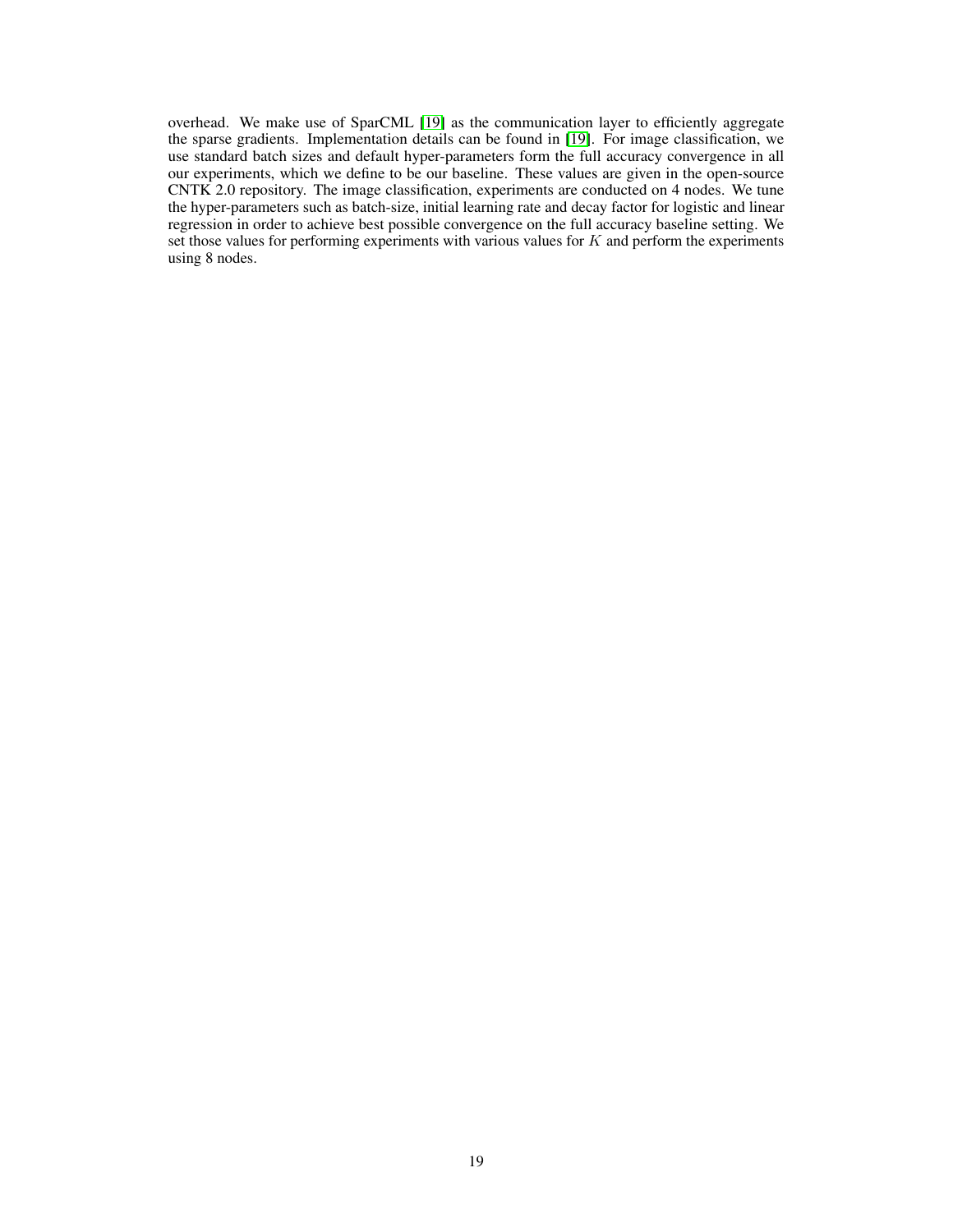overhead. We make use of SparCML [19] as the communication layer to efficiently aggregate the sparse gradients. Implementation details can be found in [19]. For image classification, we use standard batch sizes and default hyper-parameters form the full accuracy convergence in all our experiments, which we define to be our baseline. These values are given in the open-source CNTK 2.0 repository. The image classification, experiments are conducted on 4 nodes. We tune the hyper-parameters such as batch-size, initial learning rate and decay factor for logistic and linear regression in order to achieve best possible convergence on the full accuracy baseline setting. We set those values for performing experiments with various values for $K$ and perform the experiments using 8 nodes.